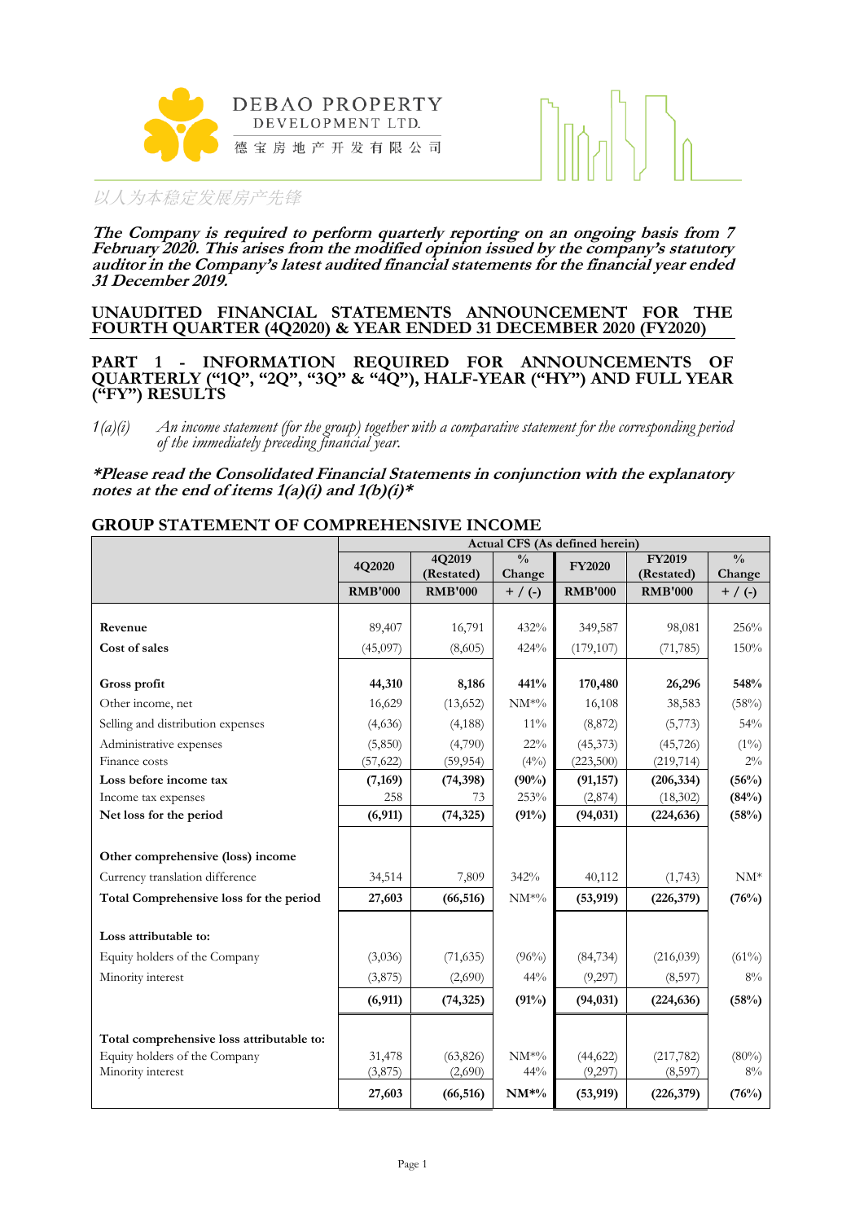DEBAO PROPERTY DEVELOPMENT LTD.
德宝房地产开发有限公司

以人为本稳定发展房产先锋

***The Company is required to perform quarterly reporting on an ongoing basis from 7 February 2020. This arises from the modified opinion issued by the company's statutory auditor in the Company's latest audited financial statements for the financial year ended 31 December 2019.***

## UNAUDITED FINANCIAL STATEMENTS ANNOUNCEMENT FOR THE FOURTH QUARTER (4Q2020) & YEAR ENDED 31 DECEMBER 2020 (FY2020)

## PART 1 - INFORMATION REQUIRED FOR ANNOUNCEMENTS OF QUARTERLY ("1Q", "2Q", "3Q" & "4Q"), HALF-YEAR ("HY") AND FULL YEAR ("FY") RESULTS

*1(a)(i) An income statement (for the group) together with a comparative statement for the corresponding period of the immediately preceding financial year.*

***\*Please read the Consolidated Financial Statements in conjunction with the explanatory notes at the end of items 1(a)(i) and 1(b)(i)\****

### GROUP STATEMENT OF COMPREHENSIVE INCOME

| | Actual CFS (As defined herein) | | | | | |
|---|---|---|---|---|---|---|
| | 4Q2020 | 4Q2019 (Restated) | % Change | FY2020 | FY2019 (Restated) | % Change |
| | RMB'000 | RMB'000 | + / (-) | RMB'000 | RMB'000 | + / (-) |
| Revenue | 89,407 | 16,791 | 432% | 349,587 | 98,081 | 256% |
| Cost of sales | (45,097) | (8,605) | 424% | (179,107) | (71,785) | 150% |
| **Gross profit** | **44,310** | **8,186** | **441%** | **170,480** | **26,296** | **548%** |
| Other income, net | 16,629 | (13,652) | NM*% | 16,108 | 38,583 | (58%) |
| Selling and distribution expenses | (4,636) | (4,188) | 11% | (8,872) | (5,773) | 54% |
| Administrative expenses | (5,850) | (4,790) | 22% | (45,373) | (45,726) | (1%) |
| Finance costs | (57,622) | (59,954) | (4%) | (223,500) | (219,714) | 2% |
| **Loss before income tax** | **(7,169)** | **(74,398)** | **(90%)** | **(91,157)** | **(206,334)** | **(56%)** |
| Income tax expenses | 258 | 73 | 253% | (2,874) | (18,302) | **(84%)** |
| **Net loss for the period** | **(6,911)** | **(74,325)** | **(91%)** | **(94,031)** | **(224,636)** | **(58%)** |
| **Other comprehensive (loss) income** | | | | | | |
| Currency translation difference | 34,514 | 7,809 | 342% | 40,112 | (1,743) | NM* |
| **Total Comprehensive loss for the period** | **27,603** | **(66,516)** | NM*% | **(53,919)** | **(226,379)** | **(76%)** |
| **Loss attributable to:** | | | | | | |
| Equity holders of the Company | (3,036) | (71,635) | (96%) | (84,734) | (216,039) | (61%) |
| Minority interest | (3,875) | (2,690) | 44% | (9,297) | (8,597) | 8% |
| | **(6,911)** | **(74,325)** | **(91%)** | **(94,031)** | **(224,636)** | **(58%)** |
| **Total comprehensive loss attributable to:** | | | | | | |
| Equity holders of the Company | 31,478 | (63,826) | NM*% | (44,622) | (217,782) | (80%) |
| Minority interest | (3,875) | (2,690) | 44% | (9,297) | (8,597) | 8% |
| | **27,603** | **(66,516)** | **NM*%** | **(53,919)** | **(226,379)** | **(76%)** |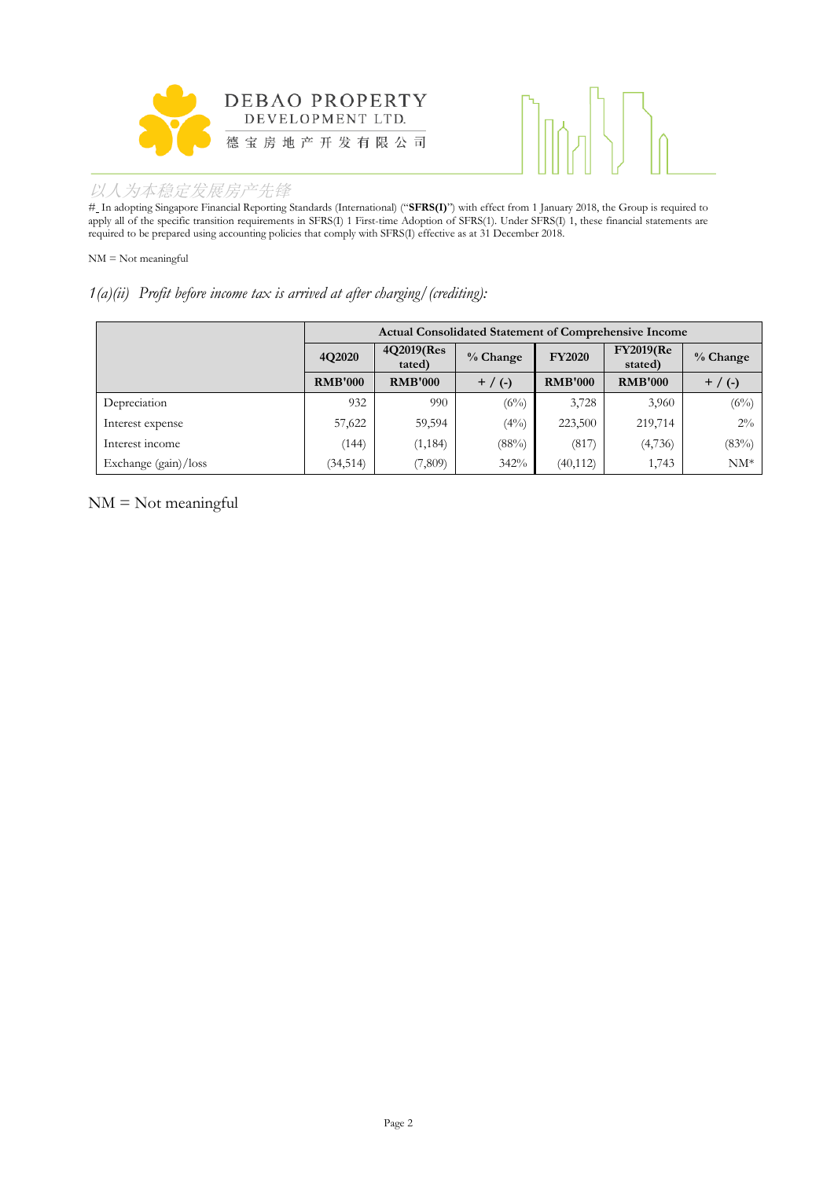#_ In adopting Singapore Financial Reporting Standards (International) ("**SFRS(I)**") with effect from 1 January 2018, the Group is required to apply all of the specific transition requirements in SFRS(I) 1 First-time Adoption of SFRS(1). Under SFRS(I) 1, these financial statements are required to be prepared using accounting policies that comply with SFRS(I) effective as at 31 December 2018.

NM = Not meaningful

*1(a)(ii) Profit before income tax is arrived at after charging/(crediting):*

| | Actual Consolidated Statement of Comprehensive Income | | | | | |
|---|---|---|---|---|---|---|
| | **4Q2020** | **4Q2019(Restated)** | **% Change** | **FY2020** | **FY2019(Restated)** | **% Change** |
| | **RMB'000** | **RMB'000** | **+ / (-)** | **RMB'000** | **RMB'000** | **+ / (-)** |
| Depreciation | 932 | 990 | (6%) | 3,728 | 3,960 | (6%) |
| Interest expense | 57,622 | 59,594 | (4%) | 223,500 | 219,714 | 2% |
| Interest income | (144) | (1,184) | (88%) | (817) | (4,736) | (83%) |
| Exchange (gain)/loss | (34,514) | (7,809) | 342% | (40,112) | 1,743 | NM* |

NM = Not meaningful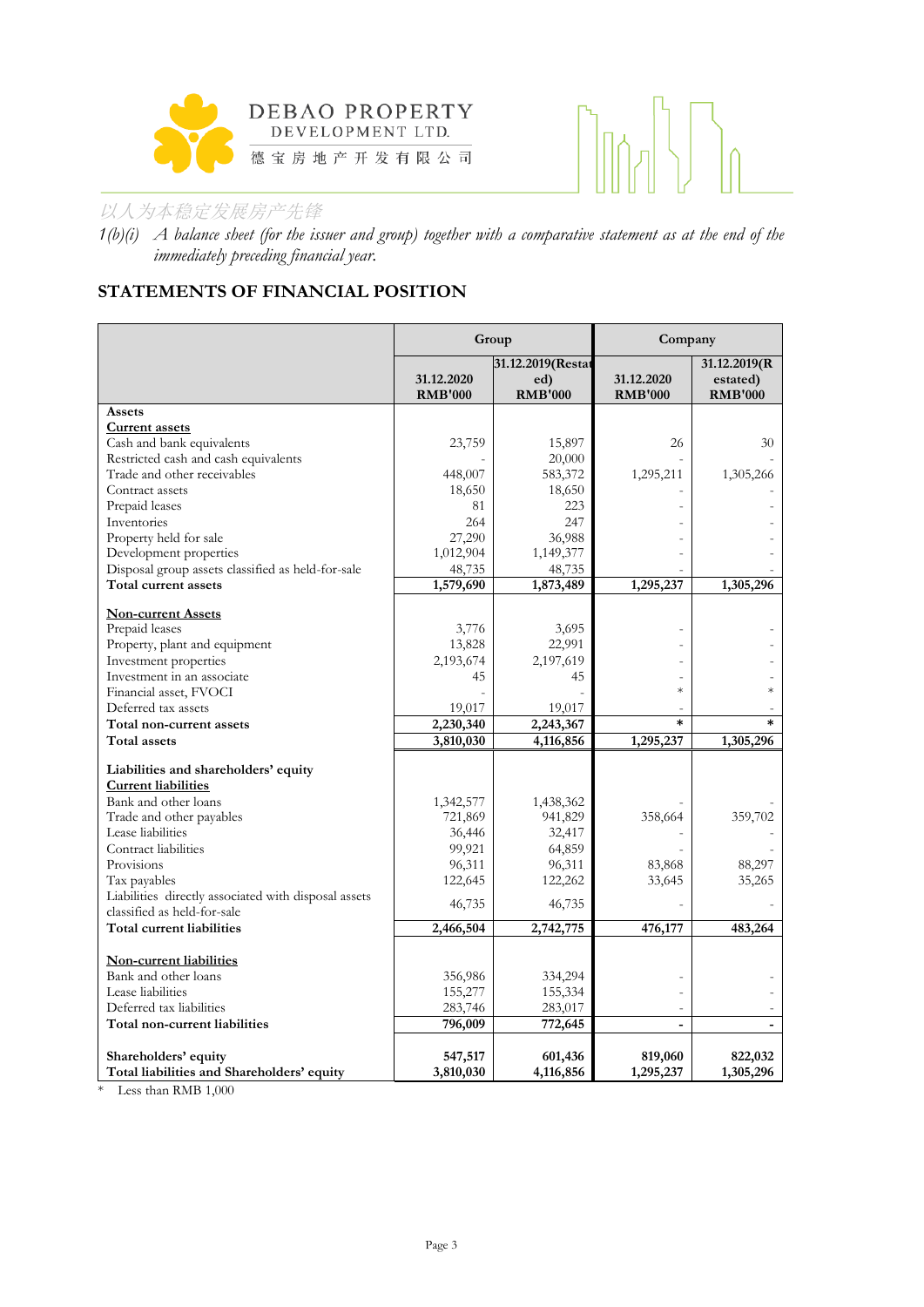DEBAO PROPERTY DEVELOPMENT LTD.
德宝房地产开发有限公司

以人为本稳定发展房产先锋

*1(b)(i) A balance sheet (for the issuer and group) together with a comparative statement as at the end of the immediately preceding financial year.*

## STATEMENTS OF FINANCIAL POSITION

| | Group | | Company | |
|---|---|---|---|---|
| | **31.12.2020 RMB'000** | **31.12.2019(Restated) RMB'000** | **31.12.2020 RMB'000** | **31.12.2019(Restated) RMB'000** |
| **Assets** | | | | |
| **Current assets** | | | | |
| Cash and bank equivalents | 23,759 | 15,897 | 26 | 30 |
| Restricted cash and cash equivalents | - | 20,000 | - | - |
| Trade and other receivables | 448,007 | 583,372 | 1,295,211 | 1,305,266 |
| Contract assets | 18,650 | 18,650 | - | - |
| Prepaid leases | 81 | 223 | - | - |
| Inventories | 264 | 247 | - | - |
| Property held for sale | 27,290 | 36,988 | - | - |
| Development properties | 1,012,904 | 1,149,377 | - | - |
| Disposal group assets classified as held-for-sale | 48,735 | 48,735 | - | - |
| **Total current assets** | **1,579,690** | **1,873,489** | **1,295,237** | **1,305,296** |
| | | | | |
| **Non-current Assets** | | | | |
| Prepaid leases | 3,776 | 3,695 | - | - |
| Property, plant and equipment | 13,828 | 22,991 | - | - |
| Investment properties | 2,193,674 | 2,197,619 | - | - |
| Investment in an associate | 45 | 45 | - | - |
| Financial asset, FVOCI | - | - | * | * |
| Deferred tax assets | 19,017 | 19,017 | - | - |
| **Total non-current assets** | **2,230,340** | **2,243,367** | ***** | ***** |
| **Total assets** | **3,810,030** | **4,116,856** | **1,295,237** | **1,305,296** |
| | | | | |
| **Liabilities and shareholders' equity** | | | | |
| **Current liabilities** | | | | |
| Bank and other loans | 1,342,577 | 1,438,362 | - | - |
| Trade and other payables | 721,869 | 941,829 | 358,664 | 359,702 |
| Lease liabilities | 36,446 | 32,417 | - | - |
| Contract liabilities | 99,921 | 64,859 | - | - |
| Provisions | 96,311 | 96,311 | 83,868 | 88,297 |
| Tax payables | 122,645 | 122,262 | 33,645 | 35,265 |
| Liabilities directly associated with disposal assets classified as held-for-sale | 46,735 | 46,735 | - | - |
| **Total current liabilities** | **2,466,504** | **2,742,775** | **476,177** | **483,264** |
| | | | | |
| **Non-current liabilities** | | | | |
| Bank and other loans | 356,986 | 334,294 | - | - |
| Lease liabilities | 155,277 | 155,334 | - | - |
| Deferred tax liabilities | 283,746 | 283,017 | - | - |
| **Total non-current liabilities** | **796,009** | **772,645** | **-** | **-** |
| | | | | |
| **Shareholders' equity** | **547,517** | **601,436** | **819,060** | **822,032** |
| **Total liabilities and Shareholders' equity** | **3,810,030** | **4,116,856** | **1,295,237** | **1,305,296** |

\* Less than RMB 1,000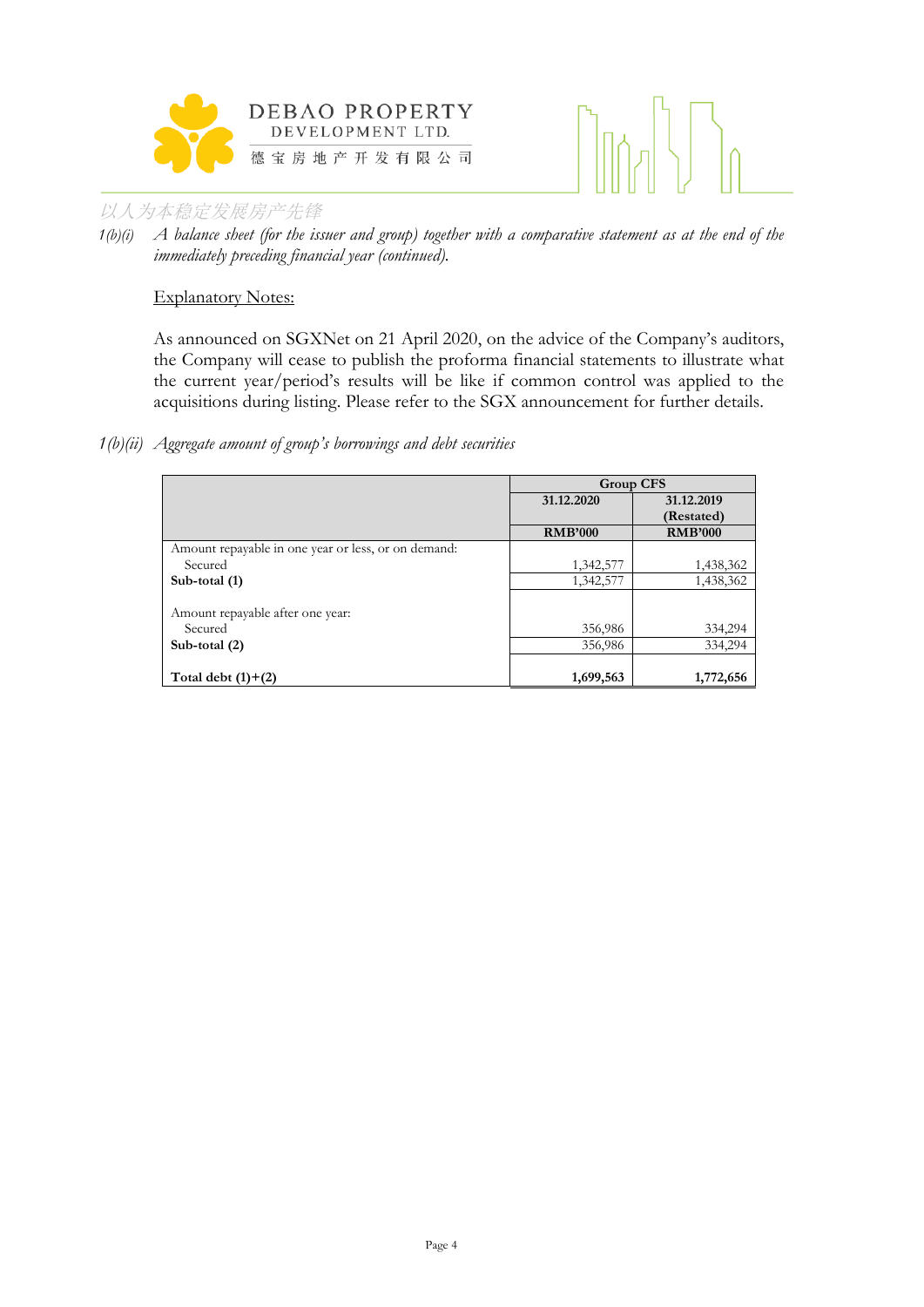*1(b)(i) A balance sheet (for the issuer and group) together with a comparative statement as at the end of the immediately preceding financial year (continued).*

Explanatory Notes:

As announced on SGXNet on 21 April 2020, on the advice of the Company's auditors, the Company will cease to publish the proforma financial statements to illustrate what the current year/period's results will be like if common control was applied to the acquisitions during listing. Please refer to the SGX announcement for further details.

*1(b)(ii) Aggregate amount of group's borrowings and debt securities*

| | Group CFS | |
|---|---|---|
| | 31.12.2020 | 31.12.2019 (Restated) |
| | RMB'000 | RMB'000 |
| Amount repayable in one year or less, or on demand: | | |
| Secured | 1,342,577 | 1,438,362 |
| **Sub-total (1)** | 1,342,577 | 1,438,362 |
| Amount repayable after one year: | | |
| Secured | 356,986 | 334,294 |
| **Sub-total (2)** | 356,986 | 334,294 |
| **Total debt (1)+(2)** | **1,699,563** | **1,772,656** |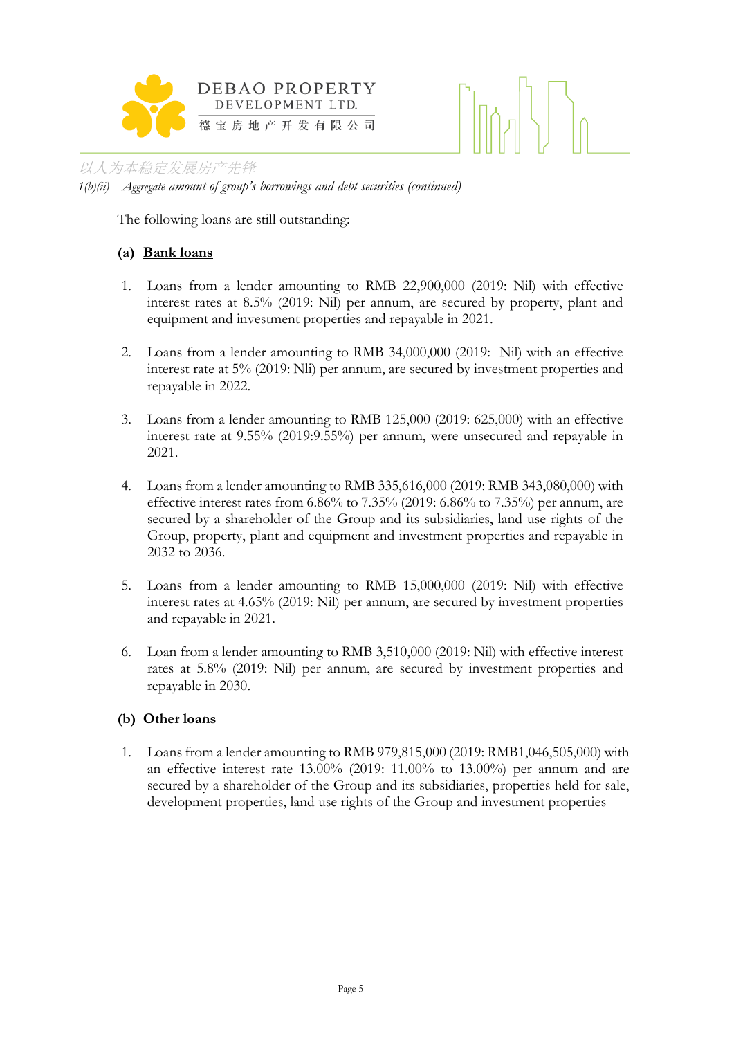*1(b)(ii) Aggregate amount of group's borrowings and debt securities (continued)*

The following loans are still outstanding:

**(a) Bank loans**

1. Loans from a lender amounting to RMB 22,900,000 (2019: Nil) with effective interest rates at 8.5% (2019: Nil) per annum, are secured by property, plant and equipment and investment properties and repayable in 2021.

2. Loans from a lender amounting to RMB 34,000,000 (2019: Nil) with an effective interest rate at 5% (2019: Nli) per annum, are secured by investment properties and repayable in 2022.

3. Loans from a lender amounting to RMB 125,000 (2019: 625,000) with an effective interest rate at 9.55% (2019:9.55%) per annum, were unsecured and repayable in 2021.

4. Loans from a lender amounting to RMB 335,616,000 (2019: RMB 343,080,000) with effective interest rates from 6.86% to 7.35% (2019: 6.86% to 7.35%) per annum, are secured by a shareholder of the Group and its subsidiaries, land use rights of the Group, property, plant and equipment and investment properties and repayable in 2032 to 2036.

5. Loans from a lender amounting to RMB 15,000,000 (2019: Nil) with effective interest rates at 4.65% (2019: Nil) per annum, are secured by investment properties and repayable in 2021.

6. Loan from a lender amounting to RMB 3,510,000 (2019: Nil) with effective interest rates at 5.8% (2019: Nil) per annum, are secured by investment properties and repayable in 2030.

**(b) Other loans**

1. Loans from a lender amounting to RMB 979,815,000 (2019: RMB1,046,505,000) with an effective interest rate 13.00% (2019: 11.00% to 13.00%) per annum and are secured by a shareholder of the Group and its subsidiaries, properties held for sale, development properties, land use rights of the Group and investment properties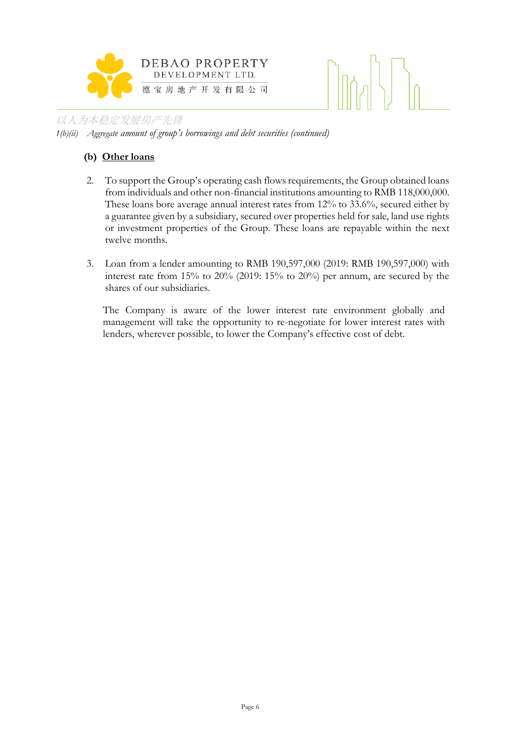*1(b)(ii) Aggregate amount of group's borrowings and debt securities (continued)*

**(b) <u>Other loans</u>**

2. To support the Group's operating cash flows requirements, the Group obtained loans from individuals and other non-financial institutions amounting to RMB 118,000,000. These loans bore average annual interest rates from 12% to 33.6%, secured either by a guarantee given by a subsidiary, secured over properties held for sale, land use rights or investment properties of the Group. These loans are repayable within the next twelve months.

3. Loan from a lender amounting to RMB 190,597,000 (2019: RMB 190,597,000) with interest rate from 15% to 20% (2019: 15% to 20%) per annum, are secured by the shares of our subsidiaries.

The Company is aware of the lower interest rate environment globally and management will take the opportunity to re-negotiate for lower interest rates with lenders, wherever possible, to lower the Company's effective cost of debt.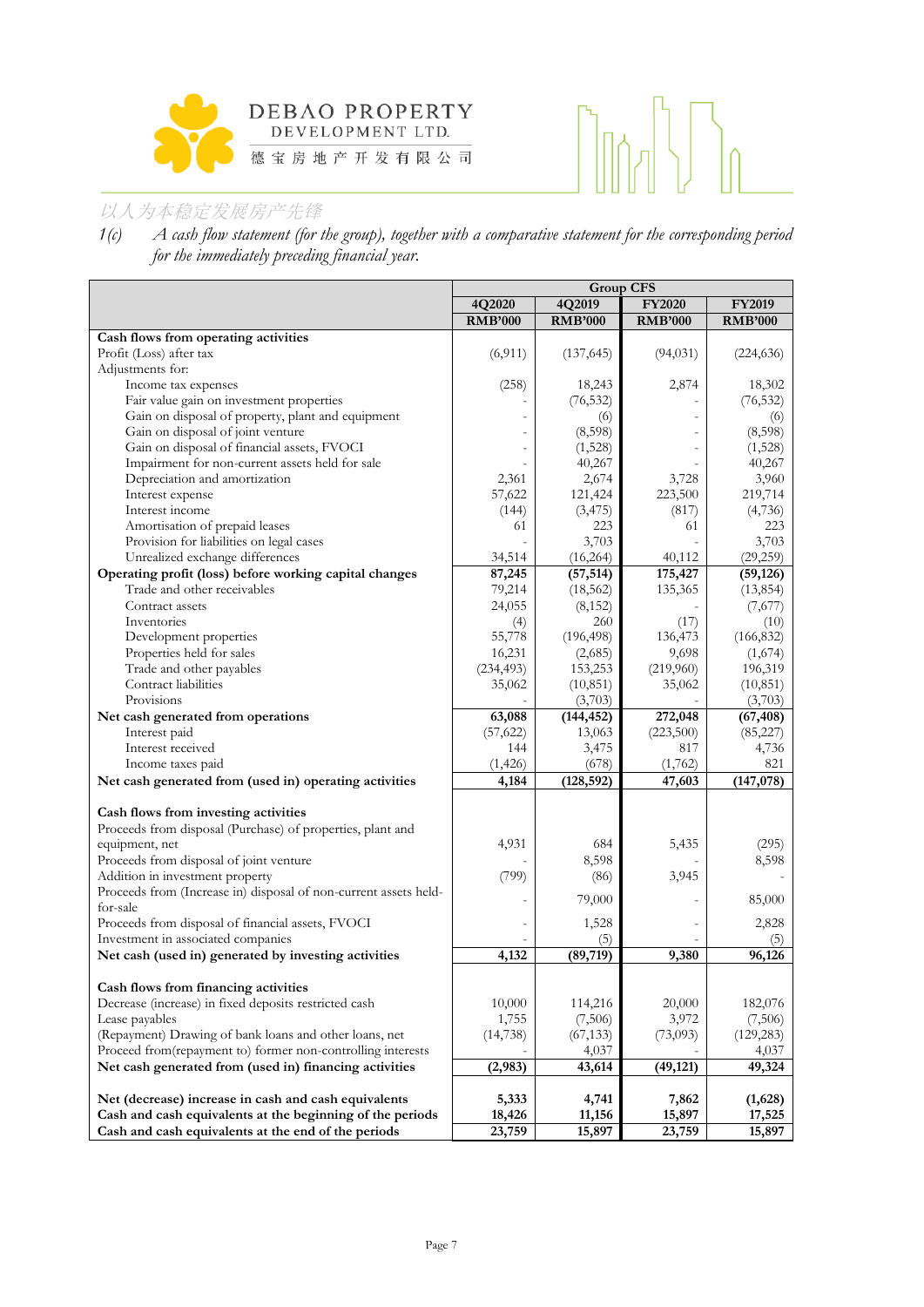1(c) *A cash flow statement (for the group), together with a comparative statement for the corresponding period for the immediately preceding financial year.*

| | Group CFS | | | |
|---|---|---|---|---|
| | 4Q2020 | 4Q2019 | FY2020 | FY2019 |
| | RMB'000 | RMB'000 | RMB'000 | RMB'000 |
| **Cash flows from operating activities** | | | | |
| Profit (Loss) after tax | (6,911) | (137,645) | (94,031) | (224,636) |
| Adjustments for: | | | | |
| Income tax expenses | (258) | 18,243 | 2,874 | 18,302 |
| Fair value gain on investment properties | - | (76,532) | - | (76,532) |
| Gain on disposal of property, plant and equipment | - | (6) | - | (6) |
| Gain on disposal of joint venture | - | (8,598) | - | (8,598) |
| Gain on disposal of financial assets, FVOCI | - | (1,528) | - | (1,528) |
| Impairment for non-current assets held for sale | - | 40,267 | - | 40,267 |
| Depreciation and amortization | 2,361 | 2,674 | 3,728 | 3,960 |
| Interest expense | 57,622 | 121,424 | 223,500 | 219,714 |
| Interest income | (144) | (3,475) | (817) | (4,736) |
| Amortisation of prepaid leases | 61 | 223 | 61 | 223 |
| Provision for liabilities on legal cases | - | 3,703 | - | 3,703 |
| Unrealized exchange differences | 34,514 | (16,264) | 40,112 | (29,259) |
| **Operating profit (loss) before working capital changes** | **87,245** | **(57,514)** | **175,427** | **(59,126)** |
| Trade and other receivables | 79,214 | (18,562) | 135,365 | (13,854) |
| Contract assets | 24,055 | (8,152) | - | (7,677) |
| Inventories | (4) | 260 | (17) | (10) |
| Development properties | 55,778 | (196,498) | 136,473 | (166,832) |
| Properties held for sales | 16,231 | (2,685) | 9,698 | (1,674) |
| Trade and other payables | (234,493) | 153,253 | (219,960) | 196,319 |
| Contract liabilities | 35,062 | (10,851) | 35,062 | (10,851) |
| Provisions | - | (3,703) | - | (3,703) |
| **Net cash generated from operations** | **63,088** | **(144,452)** | **272,048** | **(67,408)** |
| Interest paid | (57,622) | 13,063 | (223,500) | (85,227) |
| Interest received | 144 | 3,475 | 817 | 4,736 |
| Income taxes paid | (1,426) | (678) | (1,762) | 821 |
| **Net cash generated from (used in) operating activities** | **4,184** | **(128,592)** | **47,603** | **(147,078)** |
| | | | | |
| **Cash flows from investing activities** | | | | |
| Proceeds from disposal (Purchase) of properties, plant and equipment, net | 4,931 | 684 | 5,435 | (295) |
| Proceeds from disposal of joint venture | - | 8,598 | - | 8,598 |
| Addition in investment property | (799) | (86) | 3,945 | - |
| Proceeds from (Increase in) disposal of non-current assets held-for-sale | - | 79,000 | - | 85,000 |
| Proceeds from disposal of financial assets, FVOCI | - | 1,528 | - | 2,828 |
| Investment in associated companies | - | (5) | - | (5) |
| **Net cash (used in) generated by investing activities** | **4,132** | **(89,719)** | **9,380** | **96,126** |
| | | | | |
| **Cash flows from financing activities** | | | | |
| Decrease (increase) in fixed deposits restricted cash | 10,000 | 114,216 | 20,000 | 182,076 |
| Lease payables | 1,755 | (7,506) | 3,972 | (7,506) |
| (Repayment) Drawing of bank loans and other loans, net | (14,738) | (67,133) | (73,093) | (129,283) |
| Proceed from(repayment to) former non-controlling interests | - | 4,037 | - | 4,037 |
| **Net cash generated from (used in) financing activities** | **(2,983)** | **43,614** | **(49,121)** | **49,324** |
| | | | | |
| **Net (decrease) increase in cash and cash equivalents** | **5,333** | **4,741** | **7,862** | **(1,628)** |
| **Cash and cash equivalents at the beginning of the periods** | **18,426** | **11,156** | **15,897** | **17,525** |
| **Cash and cash equivalents at the end of the periods** | **23,759** | **15,897** | **23,759** | **15,897** |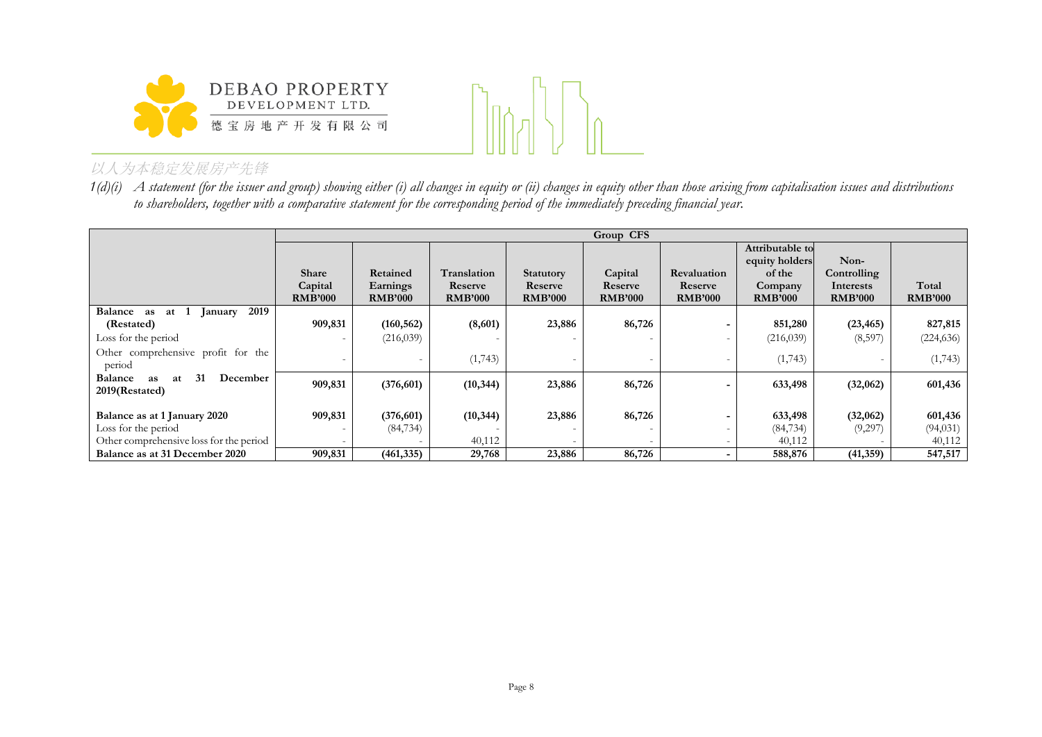*1(d)(i) A statement (for the issuer and group) showing either (i) all changes in equity or (ii) changes in equity other than those arising from capitalisation issues and distributions to shareholders, together with a comparative statement for the corresponding period of the immediately preceding financial year.*

| | Group CFS | | | | | | | | |
|---|---|---|---|---|---|---|---|---|---|
| | **Share Capital RMB'000** | **Retained Earnings RMB'000** | **Translation Reserve RMB'000** | **Statutory Reserve RMB'000** | **Capital Reserve RMB'000** | **Revaluation Reserve RMB'000** | **Attributable to equity holders of the Company RMB'000** | **Non-Controlling Interests RMB'000** | **Total RMB'000** |
| **Balance as at 1 January 2019 (Restated)** | **909,831** | **(160,562)** | **(8,601)** | **23,886** | **86,726** | **-** | **851,280** | **(23,465)** | **827,815** |
| Loss for the period | - | (216,039) | - | - | - | - | (216,039) | (8,597) | (224,636) |
| Other comprehensive profit for the period | - | - | (1,743) | - | - | - | (1,743) | - | (1,743) |
| **Balance as at 31 December 2019(Restated)** | **909,831** | **(376,601)** | **(10,344)** | **23,886** | **86,726** | **-** | **633,498** | **(32,062)** | **601,436** |
| **Balance as at 1 January 2020** | **909,831** | **(376,601)** | **(10,344)** | **23,886** | **86,726** | **-** | **633,498** | **(32,062)** | **601,436** |
| Loss for the period | - | (84,734) | - | - | - | - | (84,734) | (9,297) | (94,031) |
| Other comprehensive loss for the period | - | - | 40,112 | - | - | - | 40,112 | - | 40,112 |
| **Balance as at 31 December 2020** | **909,831** | **(461,335)** | **29,768** | **23,886** | **86,726** | **-** | **588,876** | **(41,359)** | **547,517** |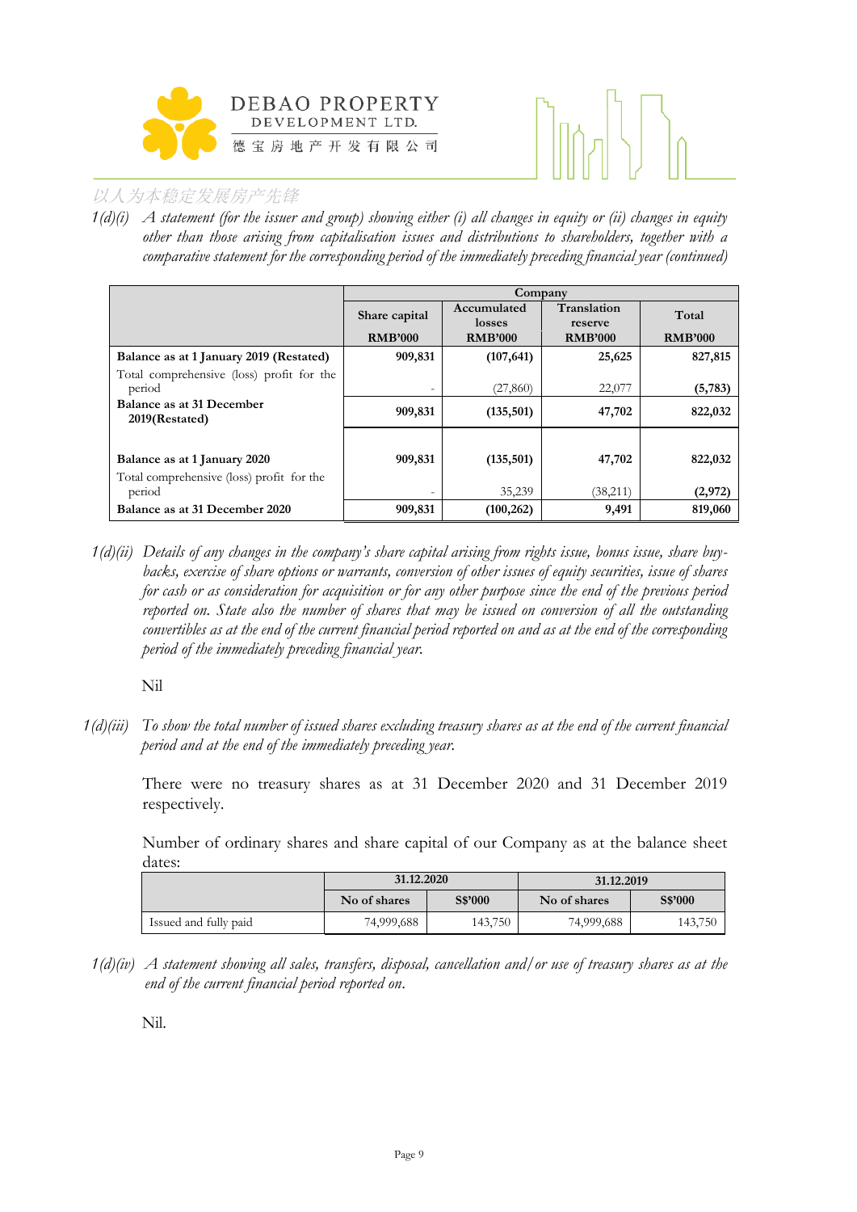1(d)(i) *A statement (for the issuer and group) showing either (i) all changes in equity or (ii) changes in equity other than those arising from capitalisation issues and distributions to shareholders, together with a comparative statement for the corresponding period of the immediately preceding financial year (continued)*

| | Company | | | |
|---|---|---|---|---|
| | Share capital RMB'000 | Accumulated losses RMB'000 | Translation reserve RMB'000 | Total RMB'000 |
| **Balance as at 1 January 2019 (Restated)** | **909,831** | **(107,641)** | **25,625** | **827,815** |
| Total comprehensive (loss) profit for the period | - | (27,860) | 22,077 | **(5,783)** |
| **Balance as at 31 December 2019(Restated)** | **909,831** | **(135,501)** | **47,702** | **822,032** |
| | | | | |
| **Balance as at 1 January 2020** | **909,831** | **(135,501)** | **47,702** | **822,032** |
| Total comprehensive (loss) profit for the period | - | 35,239 | (38,211) | **(2,972)** |
| **Balance as at 31 December 2020** | **909,831** | **(100,262)** | **9,491** | **819,060** |

1(d)(ii) *Details of any changes in the company's share capital arising from rights issue, bonus issue, share buy-backs, exercise of share options or warrants, conversion of other issues of equity securities, issue of shares for cash or as consideration for acquisition or for any other purpose since the end of the previous period reported on. State also the number of shares that may be issued on conversion of all the outstanding convertibles as at the end of the current financial period reported on and as at the end of the corresponding period of the immediately preceding financial year.*

Nil

1(d)(iii) *To show the total number of issued shares excluding treasury shares as at the end of the current financial period and at the end of the immediately preceding year.*

There were no treasury shares as at 31 December 2020 and 31 December 2019 respectively.

Number of ordinary shares and share capital of our Company as at the balance sheet dates:

| | 31.12.2020 | | 31.12.2019 | |
|---|---|---|---|---|
| | No of shares | S$'000 | No of shares | S$'000 |
| Issued and fully paid | 74,999,688 | 143,750 | 74,999,688 | 143,750 |

1(d)(iv) *A statement showing all sales, transfers, disposal, cancellation and/or use of treasury shares as at the end of the current financial period reported on.*

Nil.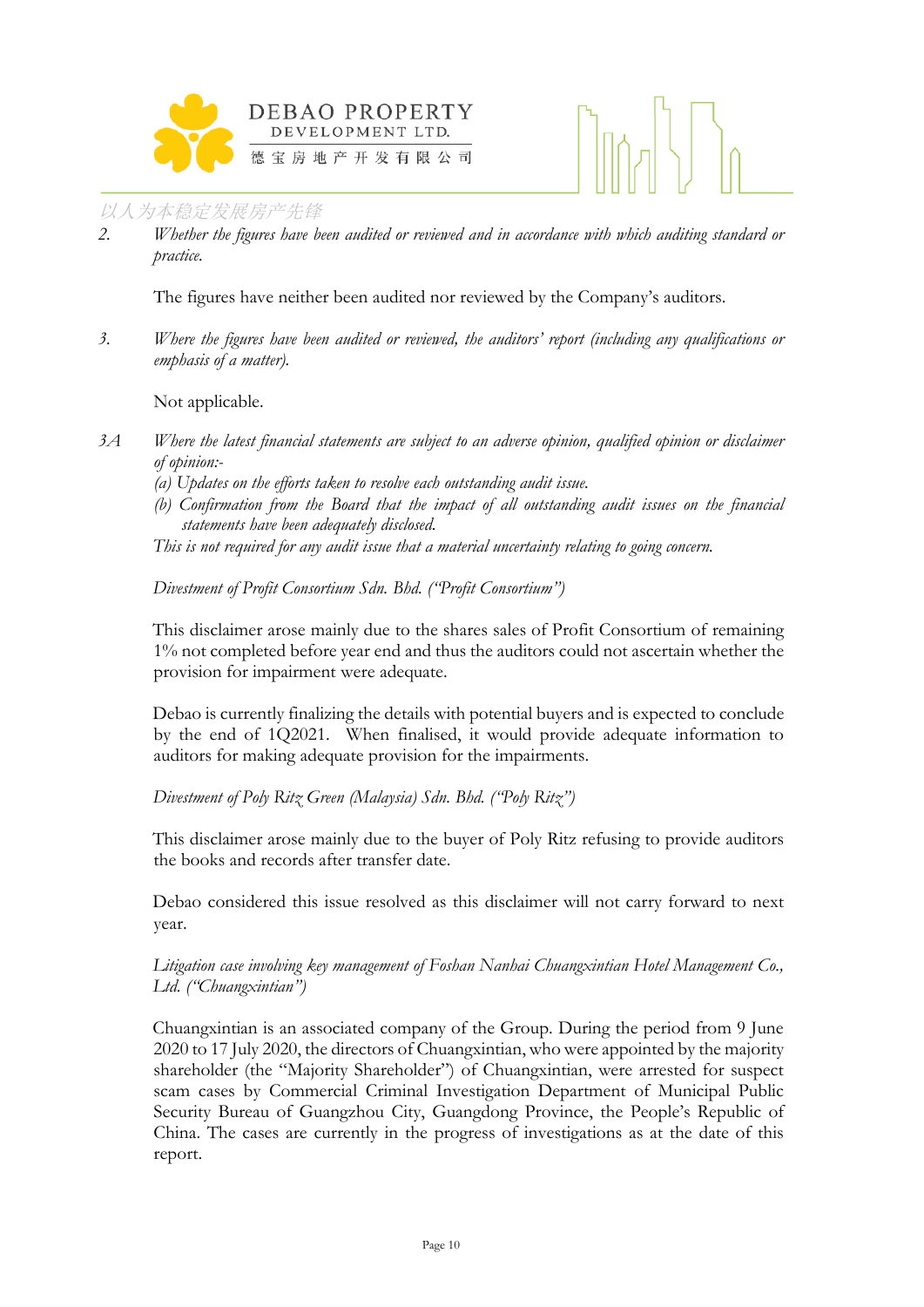2. *Whether the figures have been audited or reviewed and in accordance with which auditing standard or practice.*

The figures have neither been audited nor reviewed by the Company's auditors.

3. *Where the figures have been audited or reviewed, the auditors' report (including any qualifications or emphasis of a matter).*

Not applicable.

3A *Where the latest financial statements are subject to an adverse opinion, qualified opinion or disclaimer of opinion:-*
*(a) Updates on the efforts taken to resolve each outstanding audit issue.*
*(b) Confirmation from the Board that the impact of all outstanding audit issues on the financial statements have been adequately disclosed.*
*This is not required for any audit issue that a material uncertainty relating to going concern.*

*Divestment of Profit Consortium Sdn. Bhd. ("Profit Consortium")*

This disclaimer arose mainly due to the shares sales of Profit Consortium of remaining 1% not completed before year end and thus the auditors could not ascertain whether the provision for impairment were adequate.

Debao is currently finalizing the details with potential buyers and is expected to conclude by the end of 1Q2021. When finalised, it would provide adequate information to auditors for making adequate provision for the impairments.

*Divestment of Poly Ritz Green (Malaysia) Sdn. Bhd. ("Poly Ritz")*

This disclaimer arose mainly due to the buyer of Poly Ritz refusing to provide auditors the books and records after transfer date.

Debao considered this issue resolved as this disclaimer will not carry forward to next year.

*Litigation case involving key management of Foshan Nanhai Chuangxintian Hotel Management Co., Ltd. ("Chuangxintian")*

Chuangxintian is an associated company of the Group. During the period from 9 June 2020 to 17 July 2020, the directors of Chuangxintian, who were appointed by the majority shareholder (the "Majority Shareholder") of Chuangxintian, were arrested for suspect scam cases by Commercial Criminal Investigation Department of Municipal Public Security Bureau of Guangzhou City, Guangdong Province, the People's Republic of China. The cases are currently in the progress of investigations as at the date of this report.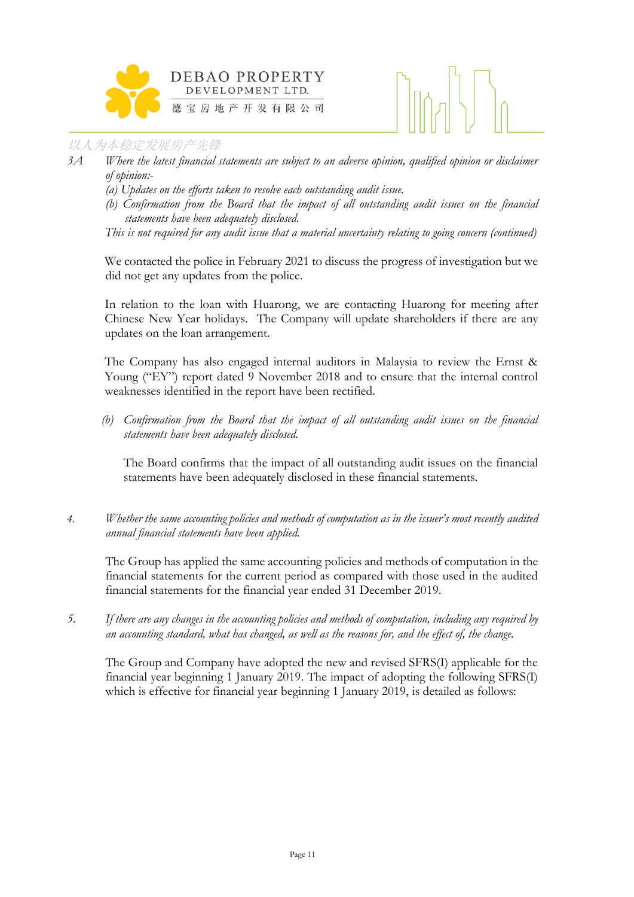3A *Where the latest financial statements are subject to an adverse opinion, qualified opinion or disclaimer of opinion:-*

*(a) Updates on the efforts taken to resolve each outstanding audit issue.*

*(b) Confirmation from the Board that the impact of all outstanding audit issues on the financial statements have been adequately disclosed.*

*This is not required for any audit issue that a material uncertainty relating to going concern (continued)*

We contacted the police in February 2021 to discuss the progress of investigation but we did not get any updates from the police.

In relation to the loan with Huarong, we are contacting Huarong for meeting after Chinese New Year holidays. The Company will update shareholders if there are any updates on the loan arrangement.

The Company has also engaged internal auditors in Malaysia to review the Ernst & Young ("EY") report dated 9 November 2018 and to ensure that the internal control weaknesses identified in the report have been rectified.

*(b) Confirmation from the Board that the impact of all outstanding audit issues on the financial statements have been adequately disclosed.*

The Board confirms that the impact of all outstanding audit issues on the financial statements have been adequately disclosed in these financial statements.

4. *Whether the same accounting policies and methods of computation as in the issuer's most recently audited annual financial statements have been applied.*

The Group has applied the same accounting policies and methods of computation in the financial statements for the current period as compared with those used in the audited financial statements for the financial year ended 31 December 2019.

5. *If there are any changes in the accounting policies and methods of computation, including any required by an accounting standard, what has changed, as well as the reasons for, and the effect of, the change.*

The Group and Company have adopted the new and revised SFRS(I) applicable for the financial year beginning 1 January 2019. The impact of adopting the following SFRS(I) which is effective for financial year beginning 1 January 2019, is detailed as follows: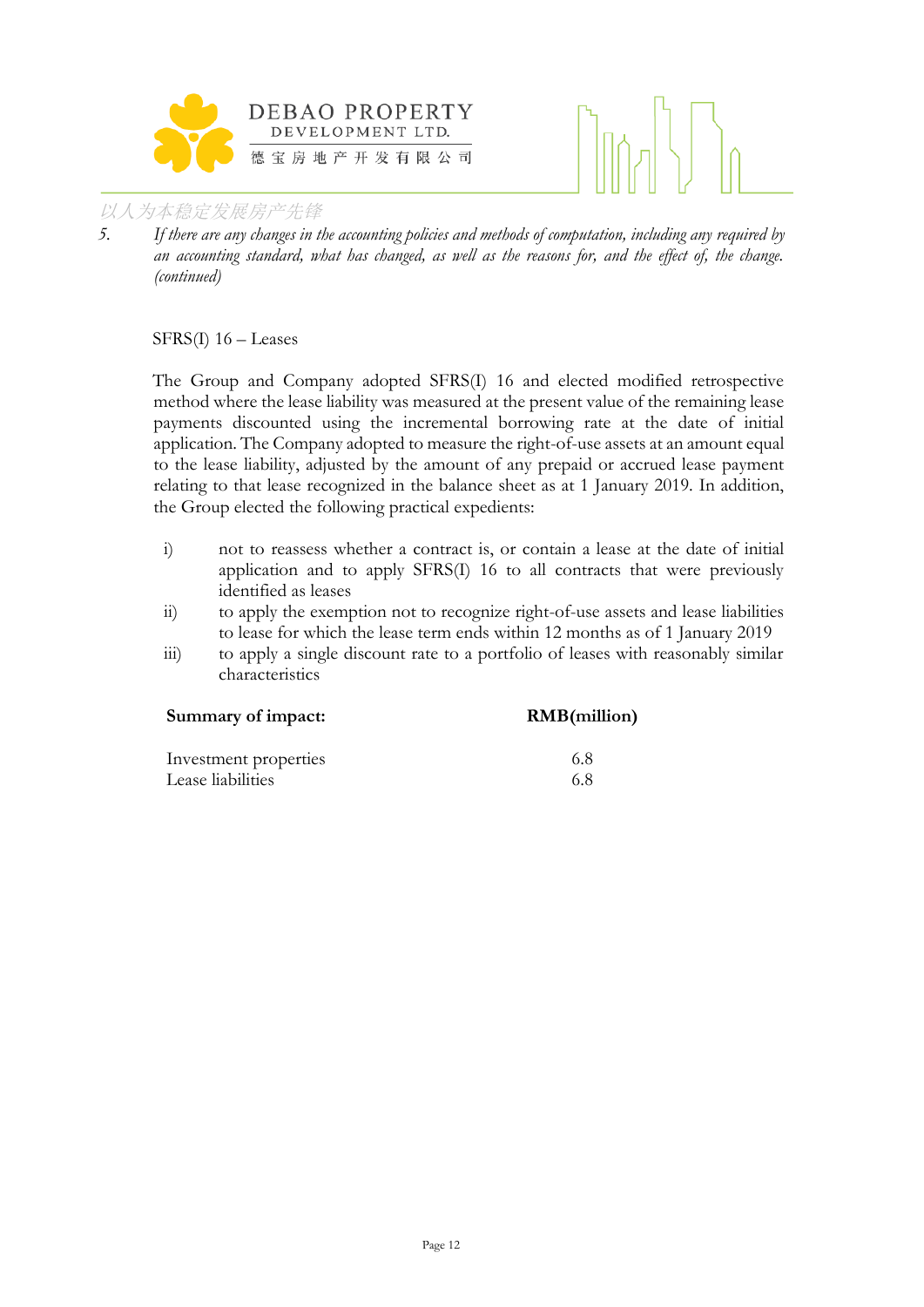*5. If there are any changes in the accounting policies and methods of computation, including any required by an accounting standard, what has changed, as well as the reasons for, and the effect of, the change. (continued)*

SFRS(I) 16 – Leases

The Group and Company adopted SFRS(I) 16 and elected modified retrospective method where the lease liability was measured at the present value of the remaining lease payments discounted using the incremental borrowing rate at the date of initial application. The Company adopted to measure the right-of-use assets at an amount equal to the lease liability, adjusted by the amount of any prepaid or accrued lease payment relating to that lease recognized in the balance sheet as at 1 January 2019. In addition, the Group elected the following practical expedients:

i) not to reassess whether a contract is, or contain a lease at the date of initial application and to apply SFRS(I) 16 to all contracts that were previously identified as leases

ii) to apply the exemption not to recognize right-of-use assets and lease liabilities to lease for which the lease term ends within 12 months as of 1 January 2019

iii) to apply a single discount rate to a portfolio of leases with reasonably similar characteristics

| **Summary of impact:** | **RMB(million)** |
|---|---|
| Investment properties | 6.8 |
| Lease liabilities | 6.8 |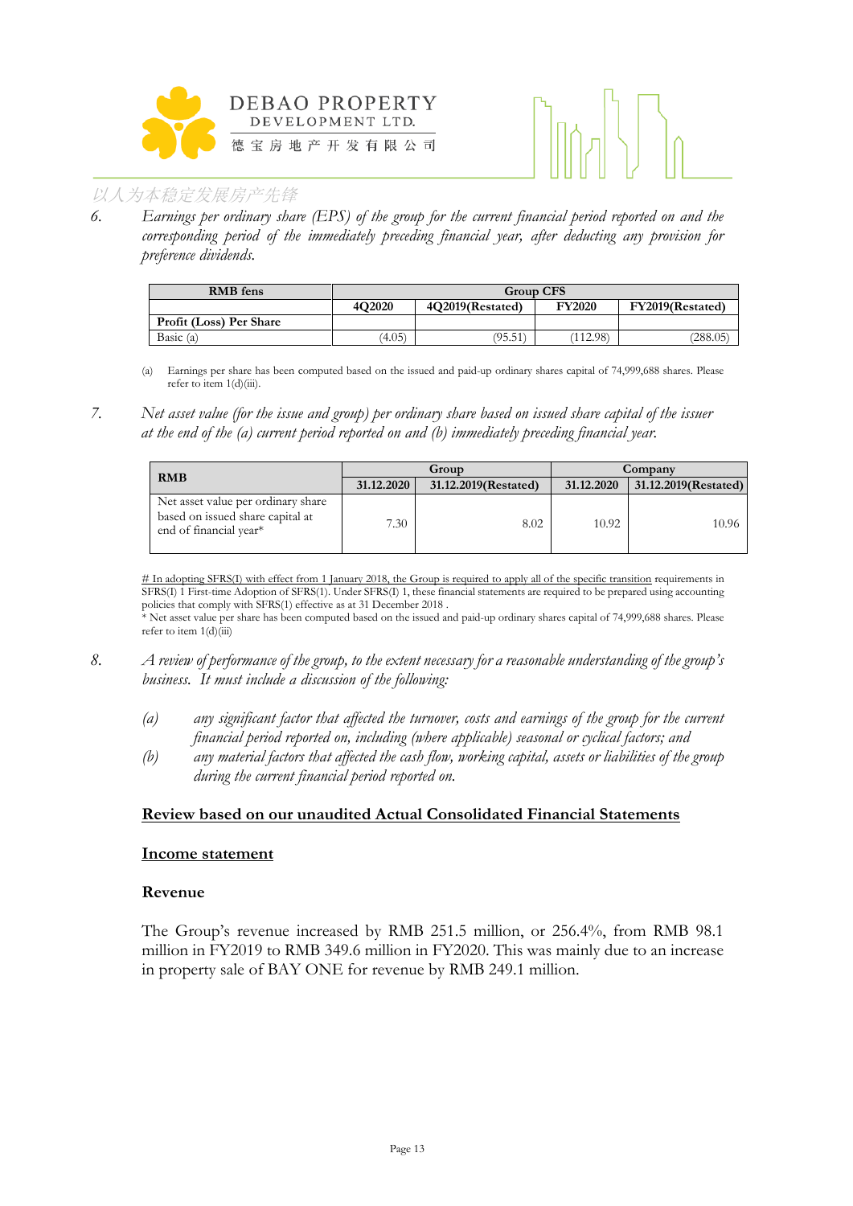6. *Earnings per ordinary share (EPS) of the group for the current financial period reported on and the corresponding period of the immediately preceding financial year, after deducting any provision for preference dividends.*

| RMB fens | Group CFS | | | |
|---|---|---|---|---|
| | 4Q2020 | 4Q2019(Restated) | FY2020 | FY2019(Restated) |
| **Profit (Loss) Per Share** | | | | |
| Basic (a) | (4.05) | (95.51) | (112.98) | (288.05) |

(a) Earnings per share has been computed based on the issued and paid-up ordinary shares capital of 74,999,688 shares. Please refer to item 1(d)(iii).

7. *Net asset value (for the issue and group) per ordinary share based on issued share capital of the issuer at the end of the (a) current period reported on and (b) immediately preceding financial year.*

| RMB | Group | | Company | |
|---|---|---|---|---|
| | 31.12.2020 | 31.12.2019(Restated) | 31.12.2020 | 31.12.2019(Restated) |
| Net asset value per ordinary share based on issued share capital at end of financial year* | 7.30 | 8.02 | 10.92 | 10.96 |

# In adopting SFRS(I) with effect from 1 January 2018, the Group is required to apply all of the specific transition requirements in SFRS(I) 1 First-time Adoption of SFRS(1). Under SFRS(I) 1, these financial statements are required to be prepared using accounting policies that comply with SFRS(1) effective as at 31 December 2018 .

* Net asset value per share has been computed based on the issued and paid-up ordinary shares capital of 74,999,688 shares. Please refer to item 1(d)(iii)

8. *A review of performance of the group, to the extent necessary for a reasonable understanding of the group's business. It must include a discussion of the following:*

*(a) any significant factor that affected the turnover, costs and earnings of the group for the current financial period reported on, including (where applicable) seasonal or cyclical factors; and*

*(b) any material factors that affected the cash flow, working capital, assets or liabilities of the group during the current financial period reported on.*

**Review based on our unaudited Actual Consolidated Financial Statements**

**Income statement**

**Revenue**

The Group's revenue increased by RMB 251.5 million, or 256.4%, from RMB 98.1 million in FY2019 to RMB 349.6 million in FY2020. This was mainly due to an increase in property sale of BAY ONE for revenue by RMB 249.1 million.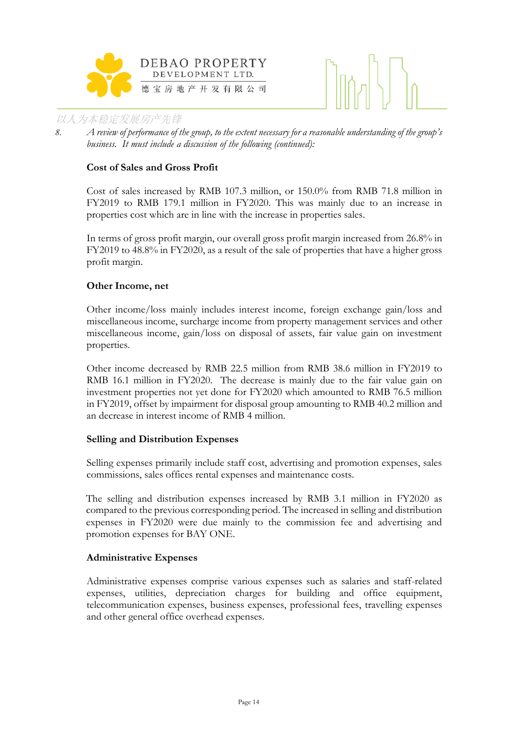8. *A review of performance of the group, to the extent necessary for a reasonable understanding of the group's business. It must include a discussion of the following (continued):*

**Cost of Sales and Gross Profit**

Cost of sales increased by RMB 107.3 million, or 150.0% from RMB 71.8 million in FY2019 to RMB 179.1 million in FY2020. This was mainly due to an increase in properties cost which are in line with the increase in properties sales.

In terms of gross profit margin, our overall gross profit margin increased from 26.8% in FY2019 to 48.8% in FY2020, as a result of the sale of properties that have a higher gross profit margin.

**Other Income, net**

Other income/loss mainly includes interest income, foreign exchange gain/loss and miscellaneous income, surcharge income from property management services and other miscellaneous income, gain/loss on disposal of assets, fair value gain on investment properties.

Other income decreased by RMB 22.5 million from RMB 38.6 million in FY2019 to RMB 16.1 million in FY2020. The decrease is mainly due to the fair value gain on investment properties not yet done for FY2020 which amounted to RMB 76.5 million in FY2019, offset by impairment for disposal group amounting to RMB 40.2 million and an decrease in interest income of RMB 4 million.

**Selling and Distribution Expenses**

Selling expenses primarily include staff cost, advertising and promotion expenses, sales commissions, sales offices rental expenses and maintenance costs.

The selling and distribution expenses increased by RMB 3.1 million in FY2020 as compared to the previous corresponding period. The increased in selling and distribution expenses in FY2020 were due mainly to the commission fee and advertising and promotion expenses for BAY ONE.

**Administrative Expenses**

Administrative expenses comprise various expenses such as salaries and staff-related expenses, utilities, depreciation charges for building and office equipment, telecommunication expenses, business expenses, professional fees, travelling expenses and other general office overhead expenses.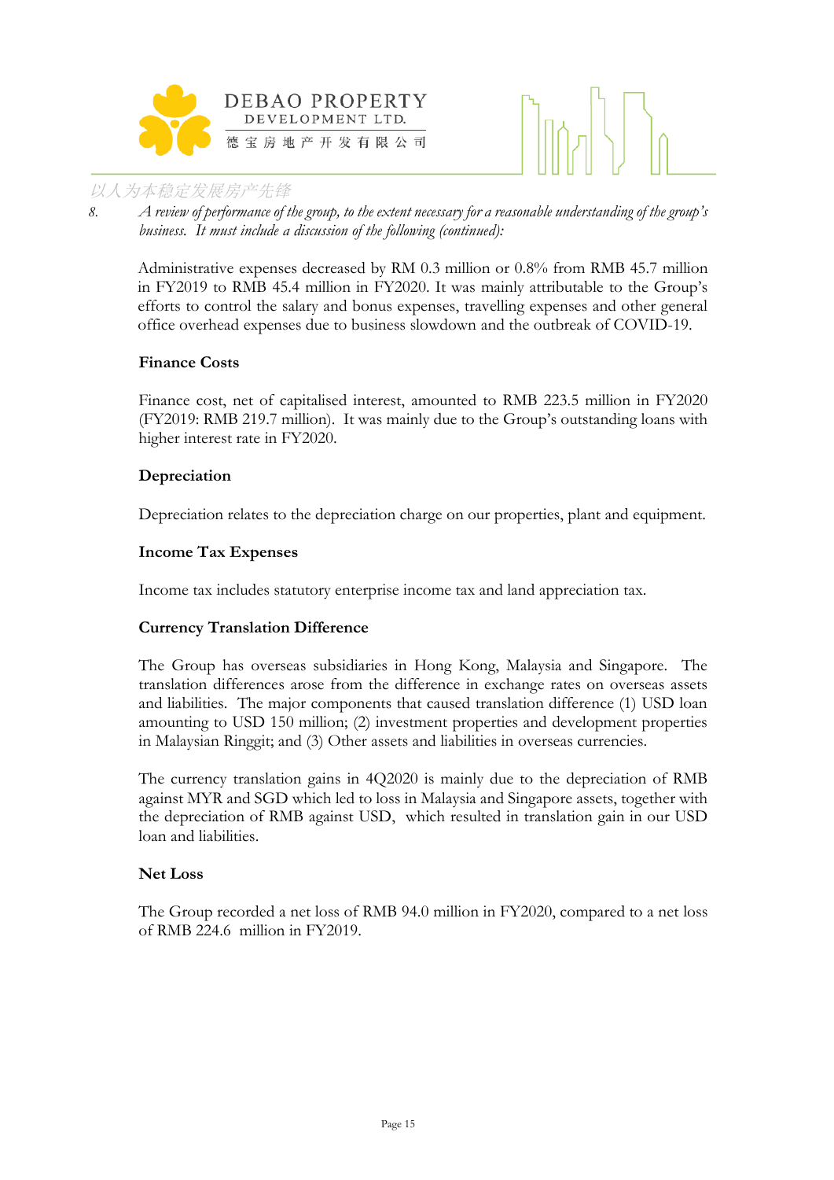8. *A review of performance of the group, to the extent necessary for a reasonable understanding of the group's business. It must include a discussion of the following (continued):*

Administrative expenses decreased by RM 0.3 million or 0.8% from RMB 45.7 million in FY2019 to RMB 45.4 million in FY2020. It was mainly attributable to the Group's efforts to control the salary and bonus expenses, travelling expenses and other general office overhead expenses due to business slowdown and the outbreak of COVID-19.

**Finance Costs**

Finance cost, net of capitalised interest, amounted to RMB 223.5 million in FY2020 (FY2019: RMB 219.7 million). It was mainly due to the Group's outstanding loans with higher interest rate in FY2020.

**Depreciation**

Depreciation relates to the depreciation charge on our properties, plant and equipment.

**Income Tax Expenses**

Income tax includes statutory enterprise income tax and land appreciation tax.

**Currency Translation Difference**

The Group has overseas subsidiaries in Hong Kong, Malaysia and Singapore. The translation differences arose from the difference in exchange rates on overseas assets and liabilities. The major components that caused translation difference (1) USD loan amounting to USD 150 million; (2) investment properties and development properties in Malaysian Ringgit; and (3) Other assets and liabilities in overseas currencies.

The currency translation gains in 4Q2020 is mainly due to the depreciation of RMB against MYR and SGD which led to loss in Malaysia and Singapore assets, together with the depreciation of RMB against USD, which resulted in translation gain in our USD loan and liabilities.

**Net Loss**

The Group recorded a net loss of RMB 94.0 million in FY2020, compared to a net loss of RMB 224.6 million in FY2019.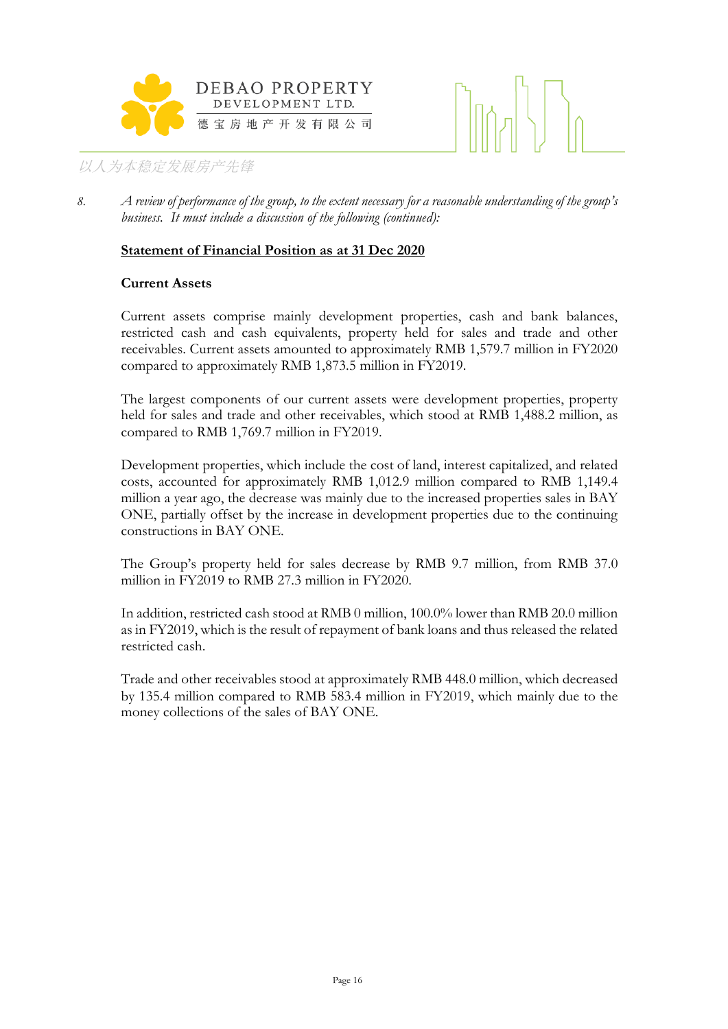8. *A review of performance of the group, to the extent necessary for a reasonable understanding of the group's business. It must include a discussion of the following (continued):*

**Statement of Financial Position as at 31 Dec 2020**

**Current Assets**

Current assets comprise mainly development properties, cash and bank balances, restricted cash and cash equivalents, property held for sales and trade and other receivables. Current assets amounted to approximately RMB 1,579.7 million in FY2020 compared to approximately RMB 1,873.5 million in FY2019.

The largest components of our current assets were development properties, property held for sales and trade and other receivables, which stood at RMB 1,488.2 million, as compared to RMB 1,769.7 million in FY2019.

Development properties, which include the cost of land, interest capitalized, and related costs, accounted for approximately RMB 1,012.9 million compared to RMB 1,149.4 million a year ago, the decrease was mainly due to the increased properties sales in BAY ONE, partially offset by the increase in development properties due to the continuing constructions in BAY ONE.

The Group's property held for sales decrease by RMB 9.7 million, from RMB 37.0 million in FY2019 to RMB 27.3 million in FY2020.

In addition, restricted cash stood at RMB 0 million, 100.0% lower than RMB 20.0 million as in FY2019, which is the result of repayment of bank loans and thus released the related restricted cash.

Trade and other receivables stood at approximately RMB 448.0 million, which decreased by 135.4 million compared to RMB 583.4 million in FY2019, which mainly due to the money collections of the sales of BAY ONE.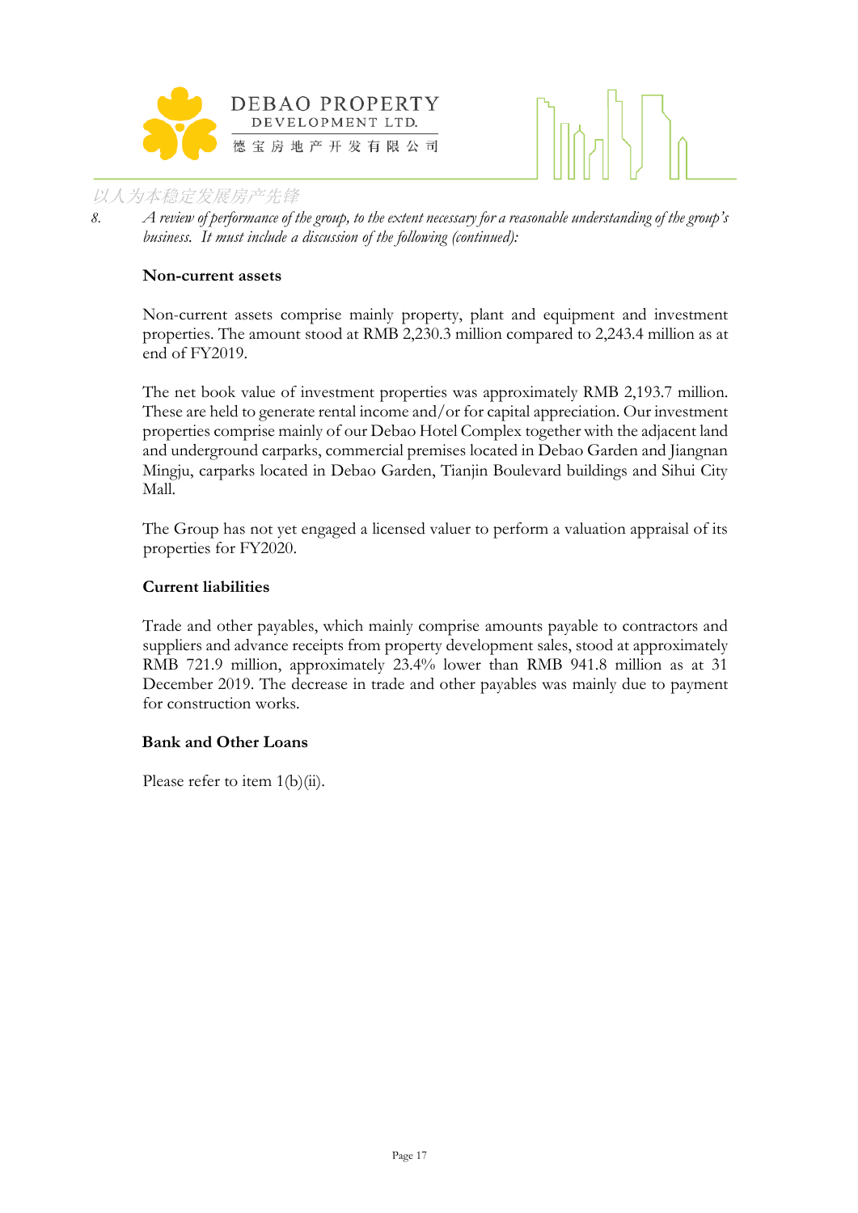8. *A review of performance of the group, to the extent necessary for a reasonable understanding of the group's business. It must include a discussion of the following (continued):*

**Non-current assets**

Non-current assets comprise mainly property, plant and equipment and investment properties. The amount stood at RMB 2,230.3 million compared to 2,243.4 million as at end of FY2019.

The net book value of investment properties was approximately RMB 2,193.7 million. These are held to generate rental income and/or for capital appreciation. Our investment properties comprise mainly of our Debao Hotel Complex together with the adjacent land and underground carparks, commercial premises located in Debao Garden and Jiangnan Mingju, carparks located in Debao Garden, Tianjin Boulevard buildings and Sihui City Mall.

The Group has not yet engaged a licensed valuer to perform a valuation appraisal of its properties for FY2020.

**Current liabilities**

Trade and other payables, which mainly comprise amounts payable to contractors and suppliers and advance receipts from property development sales, stood at approximately RMB 721.9 million, approximately 23.4% lower than RMB 941.8 million as at 31 December 2019. The decrease in trade and other payables was mainly due to payment for construction works.

**Bank and Other Loans**

Please refer to item 1(b)(ii).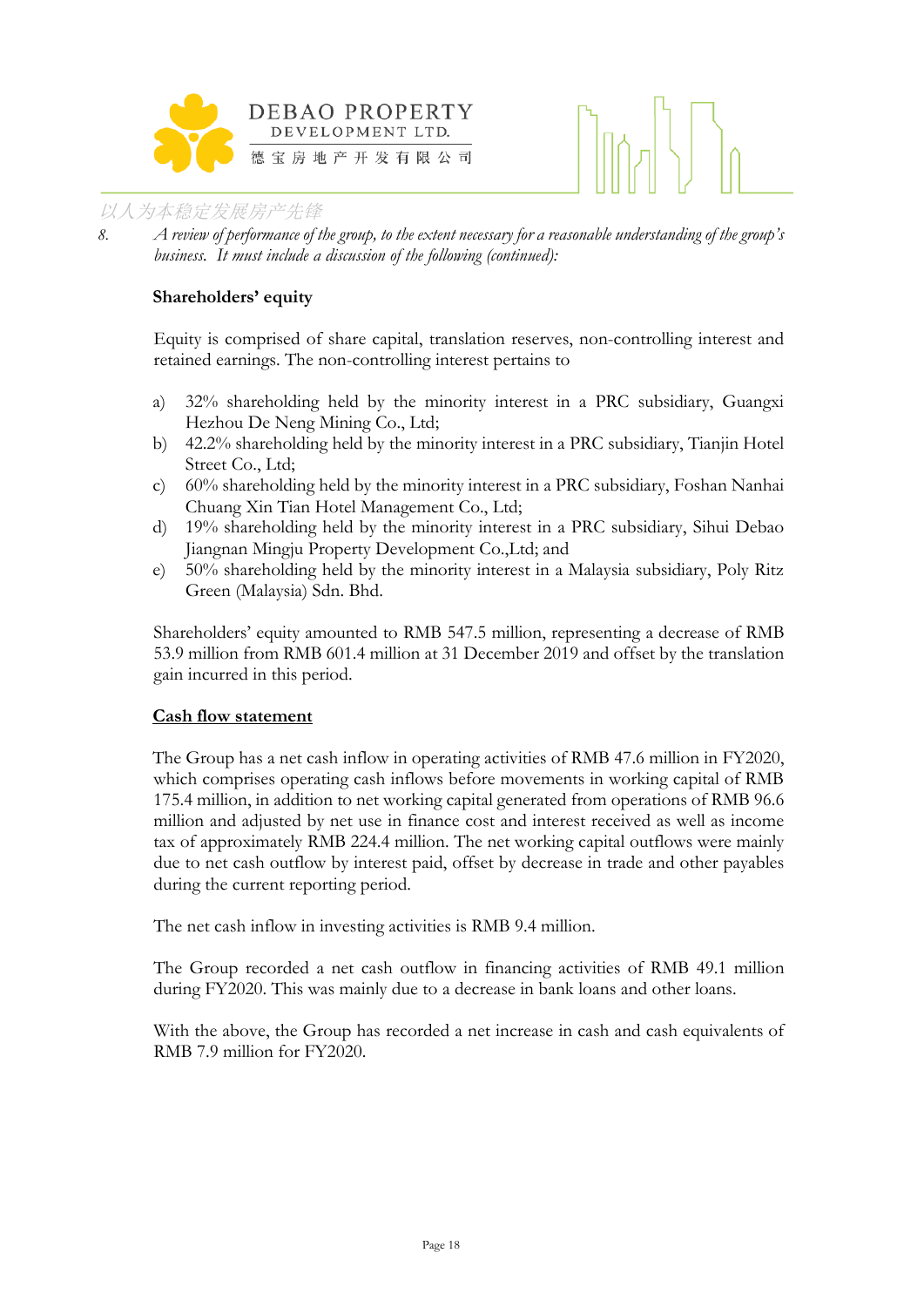8. *A review of performance of the group, to the extent necessary for a reasonable understanding of the group's business. It must include a discussion of the following (continued):*

**Shareholders' equity**

Equity is comprised of share capital, translation reserves, non-controlling interest and retained earnings. The non-controlling interest pertains to

a) 32% shareholding held by the minority interest in a PRC subsidiary, Guangxi Hezhou De Neng Mining Co., Ltd;
b) 42.2% shareholding held by the minority interest in a PRC subsidiary, Tianjin Hotel Street Co., Ltd;
c) 60% shareholding held by the minority interest in a PRC subsidiary, Foshan Nanhai Chuang Xin Tian Hotel Management Co., Ltd;
d) 19% shareholding held by the minority interest in a PRC subsidiary, Sihui Debao Jiangnan Mingju Property Development Co.,Ltd; and
e) 50% shareholding held by the minority interest in a Malaysia subsidiary, Poly Ritz Green (Malaysia) Sdn. Bhd.

Shareholders' equity amounted to RMB 547.5 million, representing a decrease of RMB 53.9 million from RMB 601.4 million at 31 December 2019 and offset by the translation gain incurred in this period.

**Cash flow statement**

The Group has a net cash inflow in operating activities of RMB 47.6 million in FY2020, which comprises operating cash inflows before movements in working capital of RMB 175.4 million, in addition to net working capital generated from operations of RMB 96.6 million and adjusted by net use in finance cost and interest received as well as income tax of approximately RMB 224.4 million. The net working capital outflows were mainly due to net cash outflow by interest paid, offset by decrease in trade and other payables during the current reporting period.

The net cash inflow in investing activities is RMB 9.4 million.

The Group recorded a net cash outflow in financing activities of RMB 49.1 million during FY2020. This was mainly due to a decrease in bank loans and other loans.

With the above, the Group has recorded a net increase in cash and cash equivalents of RMB 7.9 million for FY2020.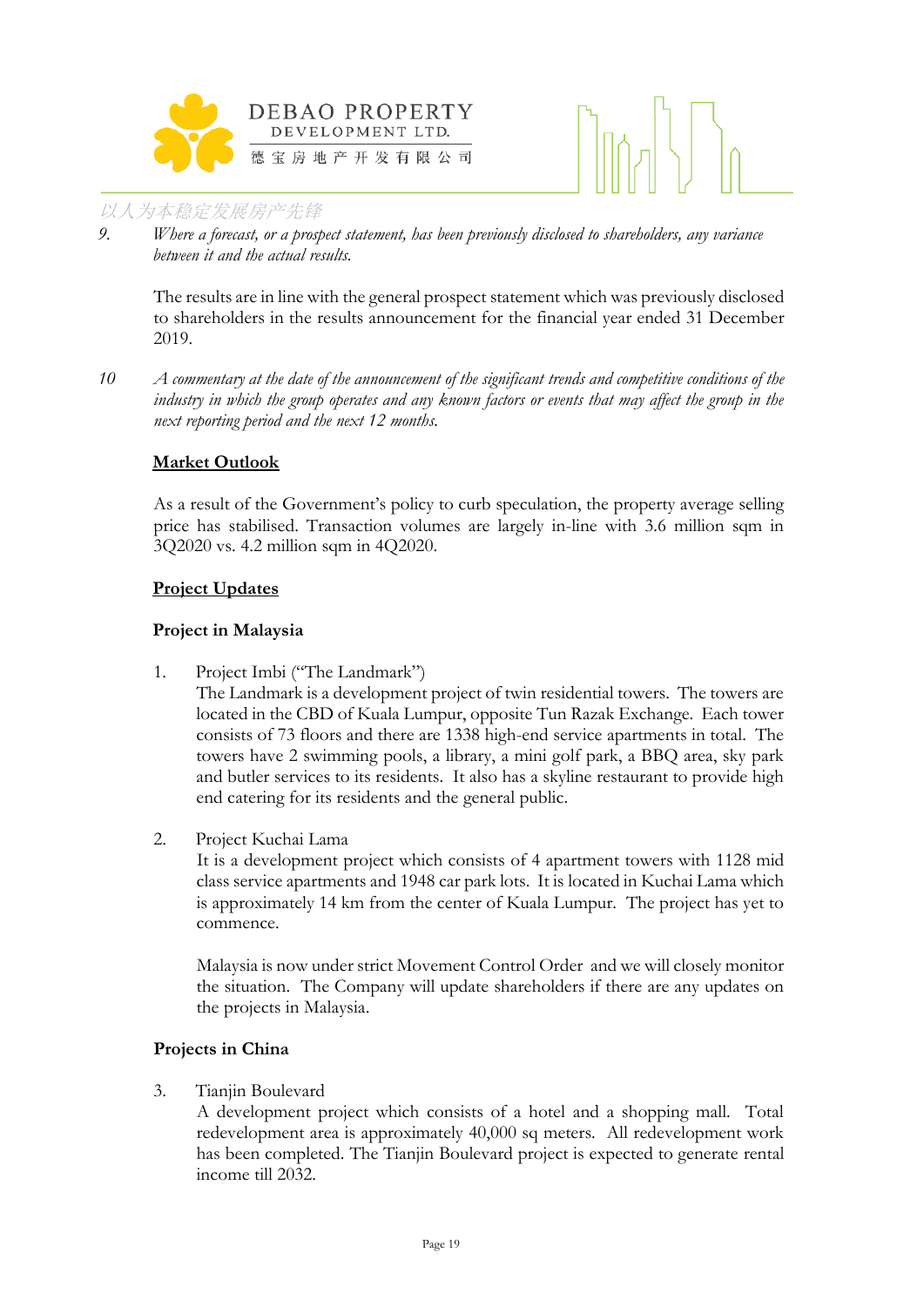9. *Where a forecast, or a prospect statement, has been previously disclosed to shareholders, any variance between it and the actual results.*

The results are in line with the general prospect statement which was previously disclosed to shareholders in the results announcement for the financial year ended 31 December 2019.

10 *A commentary at the date of the announcement of the significant trends and competitive conditions of the industry in which the group operates and any known factors or events that may affect the group in the next reporting period and the next 12 months.*

**Market Outlook**

As a result of the Government's policy to curb speculation, the property average selling price has stabilised. Transaction volumes are largely in-line with 3.6 million sqm in 3Q2020 vs. 4.2 million sqm in 4Q2020.

**Project Updates**

**Project in Malaysia**

1. Project Imbi ("The Landmark")
   The Landmark is a development project of twin residential towers. The towers are located in the CBD of Kuala Lumpur, opposite Tun Razak Exchange. Each tower consists of 73 floors and there are 1338 high-end service apartments in total. The towers have 2 swimming pools, a library, a mini golf park, a BBQ area, sky park and butler services to its residents. It also has a skyline restaurant to provide high end catering for its residents and the general public.

2. Project Kuchai Lama
   It is a development project which consists of 4 apartment towers with 1128 mid class service apartments and 1948 car park lots. It is located in Kuchai Lama which is approximately 14 km from the center of Kuala Lumpur. The project has yet to commence.

   Malaysia is now under strict Movement Control Order and we will closely monitor the situation. The Company will update shareholders if there are any updates on the projects in Malaysia.

**Projects in China**

3. Tianjin Boulevard
   A development project which consists of a hotel and a shopping mall. Total redevelopment area is approximately 40,000 sq meters. All redevelopment work has been completed. The Tianjin Boulevard project is expected to generate rental income till 2032.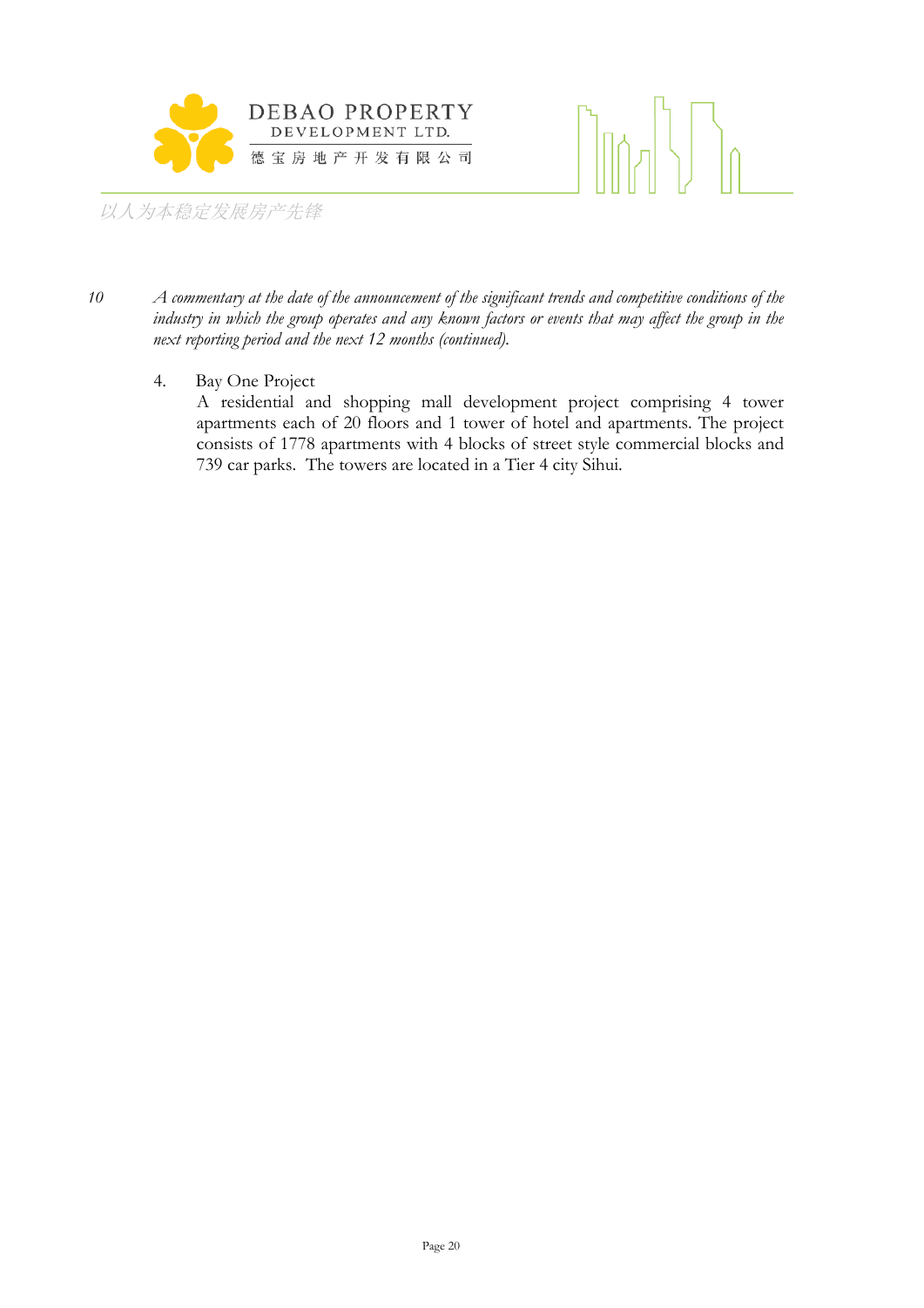10 *A commentary at the date of the announcement of the significant trends and competitive conditions of the industry in which the group operates and any known factors or events that may affect the group in the next reporting period and the next 12 months (continued).*

4. Bay One Project
   A residential and shopping mall development project comprising 4 tower apartments each of 20 floors and 1 tower of hotel and apartments. The project consists of 1778 apartments with 4 blocks of street style commercial blocks and 739 car parks. The towers are located in a Tier 4 city Sihui.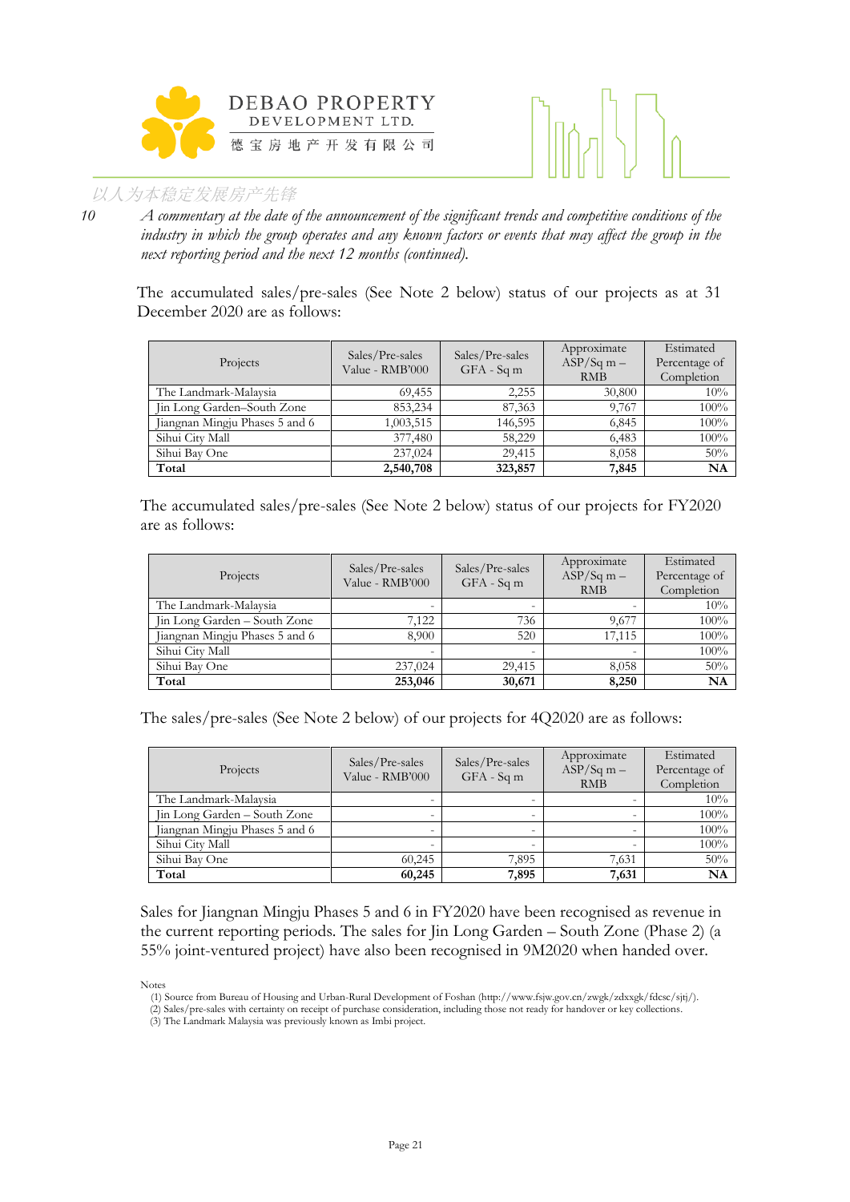10 *A commentary at the date of the announcement of the significant trends and competitive conditions of the industry in which the group operates and any known factors or events that may affect the group in the next reporting period and the next 12 months (continued).*

The accumulated sales/pre-sales (See Note 2 below) status of our projects as at 31 December 2020 are as follows:

| Projects | Sales/Pre-sales Value - RMB'000 | Sales/Pre-sales GFA - Sq m | Approximate ASP/Sq m – RMB | Estimated Percentage of Completion |
|---|---|---|---|---|
| The Landmark-Malaysia | 69,455 | 2,255 | 30,800 | 10% |
| Jin Long Garden–South Zone | 853,234 | 87,363 | 9,767 | 100% |
| Jiangnan Mingju Phases 5 and 6 | 1,003,515 | 146,595 | 6,845 | 100% |
| Sihui City Mall | 377,480 | 58,229 | 6,483 | 100% |
| Sihui Bay One | 237,024 | 29,415 | 8,058 | 50% |
| **Total** | **2,540,708** | **323,857** | **7,845** | **NA** |

The accumulated sales/pre-sales (See Note 2 below) status of our projects for FY2020 are as follows:

| Projects | Sales/Pre-sales Value - RMB'000 | Sales/Pre-sales GFA - Sq m | Approximate ASP/Sq m – RMB | Estimated Percentage of Completion |
|---|---|---|---|---|
| The Landmark-Malaysia | - | - | - | 10% |
| Jin Long Garden – South Zone | 7,122 | 736 | 9,677 | 100% |
| Jiangnan Mingju Phases 5 and 6 | 8,900 | 520 | 17,115 | 100% |
| Sihui City Mall | - | - | - | 100% |
| Sihui Bay One | 237,024 | 29,415 | 8,058 | 50% |
| **Total** | **253,046** | **30,671** | **8,250** | **NA** |

The sales/pre-sales (See Note 2 below) of our projects for 4Q2020 are as follows:

| Projects | Sales/Pre-sales Value - RMB'000 | Sales/Pre-sales GFA - Sq m | Approximate ASP/Sq m – RMB | Estimated Percentage of Completion |
|---|---|---|---|---|
| The Landmark-Malaysia | - | - | - | 10% |
| Jin Long Garden – South Zone | - | - | - | 100% |
| Jiangnan Mingju Phases 5 and 6 | - | - | - | 100% |
| Sihui City Mall | - | - | - | 100% |
| Sihui Bay One | 60,245 | 7,895 | 7,631 | 50% |
| **Total** | **60,245** | **7,895** | **7,631** | **NA** |

Sales for Jiangnan Mingju Phases 5 and 6 in FY2020 have been recognised as revenue in the current reporting periods. The sales for Jin Long Garden – South Zone (Phase 2) (a 55% joint-ventured project) have also been recognised in 9M2020 when handed over.

Notes

(1) Source from Bureau of Housing and Urban-Rural Development of Foshan (http://www.fsjw.gov.cn/zwgk/zdxxgk/fdcsc/sjtj/).
(2) Sales/pre-sales with certainty on receipt of purchase consideration, including those not ready for handover or key collections.
(3) The Landmark Malaysia was previously known as Imbi project.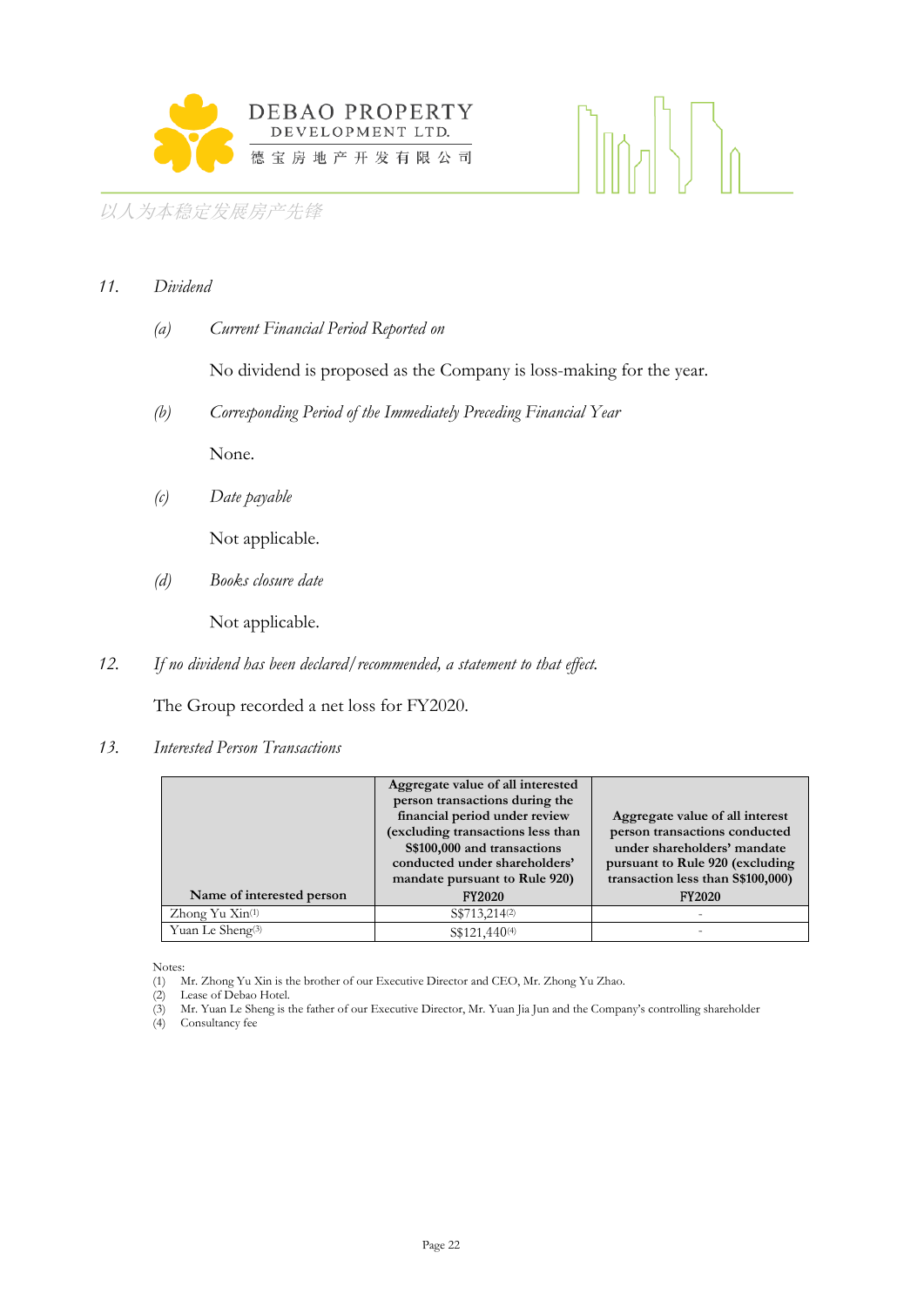*11.* *Dividend*

*(a)* *Current Financial Period Reported on*

No dividend is proposed as the Company is loss-making for the year.

*(b)* *Corresponding Period of the Immediately Preceding Financial Year*

None.

*(c)* *Date payable*

Not applicable.

*(d)* *Books closure date*

Not applicable.

*12.* *If no dividend has been declared/recommended, a statement to that effect.*

The Group recorded a net loss for FY2020.

*13.* *Interested Person Transactions*

| Name of interested person | Aggregate value of all interested person transactions during the financial period under review (excluding transactions less than S$100,000 and transactions conducted under shareholders' mandate pursuant to Rule 920) FY2020 | Aggregate value of all interest person transactions conducted under shareholders' mandate pursuant to Rule 920 (excluding transaction less than S$100,000) FY2020 |
|---|---|---|
| Zhong Yu Xin(1) | S$713,214(2) | - |
| Yuan Le Sheng(3) | S$121,440(4) | - |

Notes:
(1) Mr. Zhong Yu Xin is the brother of our Executive Director and CEO, Mr. Zhong Yu Zhao.
(2) Lease of Debao Hotel.
(3) Mr. Yuan Le Sheng is the father of our Executive Director, Mr. Yuan Jia Jun and the Company's controlling shareholder
(4) Consultancy fee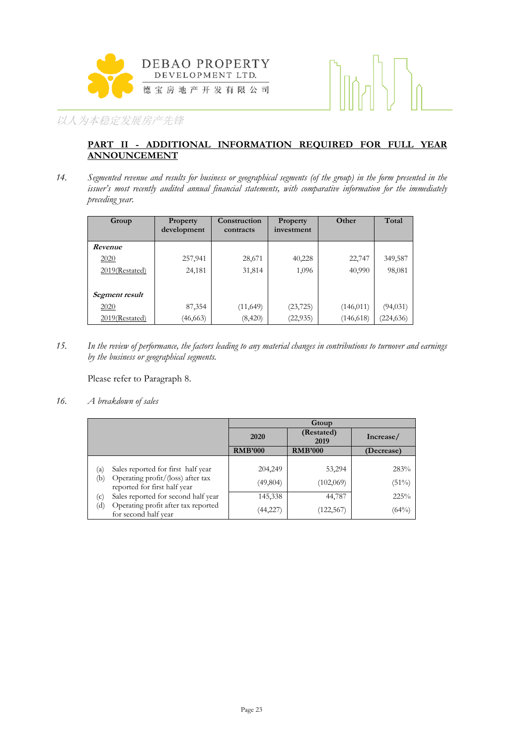**PART II - ADDITIONAL INFORMATION REQUIRED FOR FULL YEAR ANNOUNCEMENT**

14. *Segmented revenue and results for business or geographical segments (of the group) in the form presented in the issuer's most recently audited annual financial statements, with comparative information for the immediately preceding year.*

| Group | Property development | Construction contracts | Property investment | Other | Total |
|---|---|---|---|---|---|
| ***Revenue*** | | | | | |
| 2020 | 257,941 | 28,671 | 40,228 | 22,747 | 349,587 |
| 2019(Restated) | 24,181 | 31,814 | 1,096 | 40,990 | 98,081 |
| ***Segment result*** | | | | | |
| 2020 | 87,354 | (11,649) | (23,725) | (146,011) | (94,031) |
| 2019(Restated) | (46,663) | (8,420) | (22,935) | (146,618) | (224,636) |

15. *In the review of performance, the factors leading to any material changes in contributions to turnover and earnings by the business or geographical segments.*

Please refer to Paragraph 8.

16. *A breakdown of sales*

| | Gtoup | | |
|---|---|---|---|
| | 2020 | (Restated) 2019 | Increase/ |
| | RMB'000 | RMB'000 | (Decrease) |
| (a) Sales reported for first half year | 204,249 | 53,294 | 283% |
| (b) Operating profit/(loss) after tax reported for first half year | (49,804) | (102,069) | (51%) |
| (c) Sales reported for second half year | 145,338 | 44,787 | 225% |
| (d) Operating profit after tax reported for second half year | (44,227) | (122,567) | (64%) |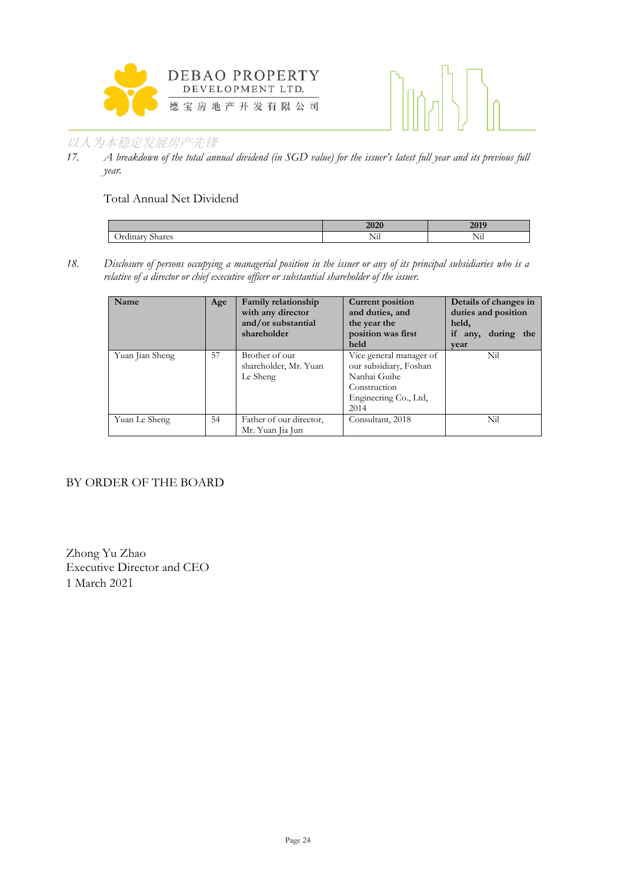17. *A breakdown of the total annual dividend (in SGD value) for the issuer's latest full year and its previous full year.*

Total Annual Net Dividend

| | 2020 | 2019 |
|---|---|---|
| Ordinary Shares | Nil | Nil |

18. *Disclosure of persons occupying a managerial position in the issuer or any of its principal subsidiaries who is a relative of a director or chief executive officer or substantial shareholder of the issuer.*

| Name | Age | Family relationship with any director and/or substantial shareholder | Current position and duties, and the year the position was first held | Details of changes in duties and position held, if any, during the year |
|---|---|---|---|---|
| Yuan Jian Sheng | 57 | Brother of our shareholder, Mr. Yuan Le Sheng | Vice general manager of our subsidiary, Foshan Nanhai Guihe Construction Engineering Co., Ltd, 2014 | Nil |
| Yuan Le Sheng | 54 | Father of our director, Mr. Yuan Jia Jun | Consultant, 2018 | Nil |

BY ORDER OF THE BOARD

Zhong Yu Zhao
Executive Director and CEO
1 March 2021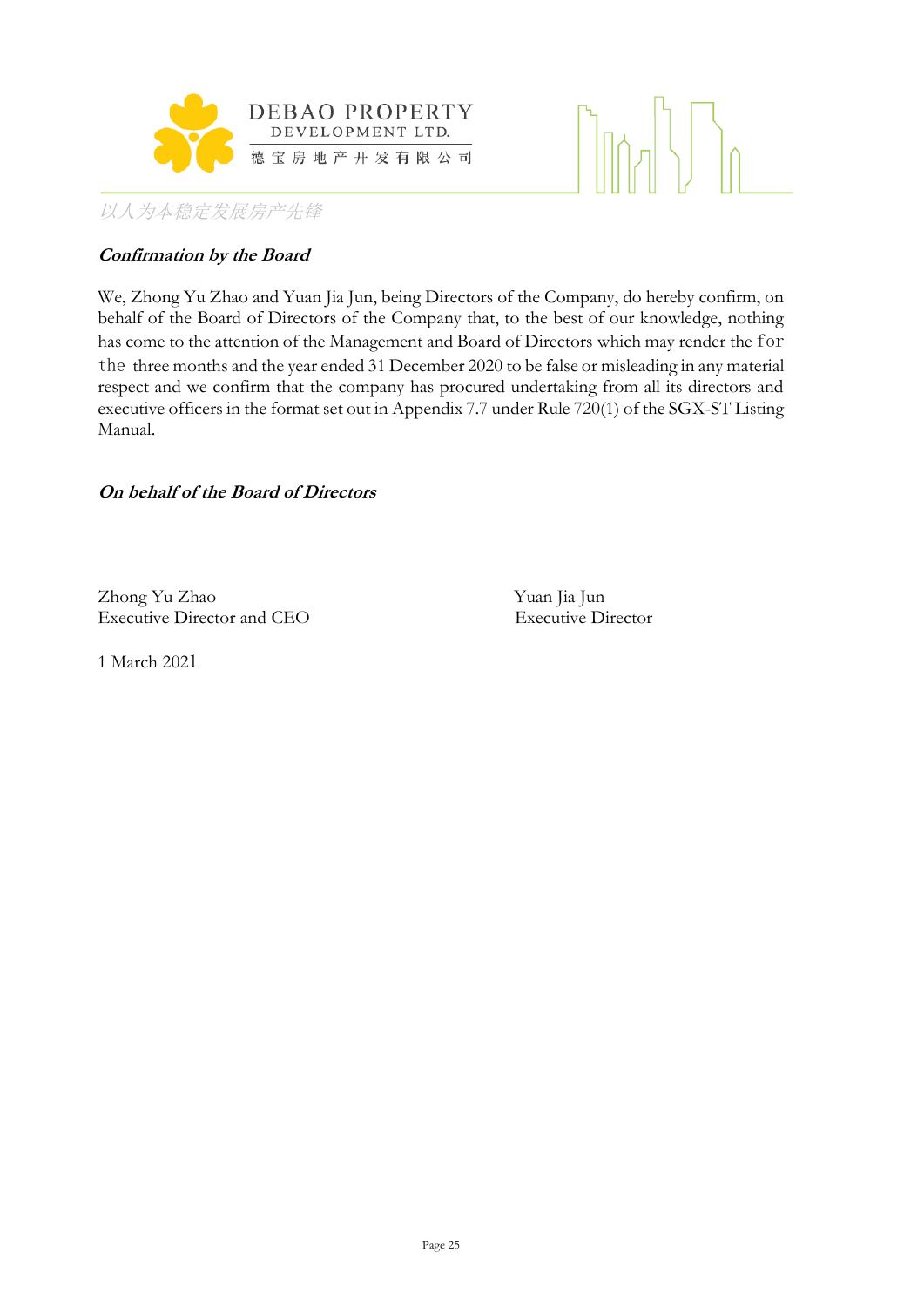DEBAO PROPERTY DEVELOPMENT LTD.
德宝房地产开发有限公司

以人为本稳定发展房产先锋

***Confirmation by the Board***

We, Zhong Yu Zhao and Yuan Jia Jun, being Directors of the Company, do hereby confirm, on behalf of the Board of Directors of the Company that, to the best of our knowledge, nothing has come to the attention of the Management and Board of Directors which may render the for the three months and the year ended 31 December 2020 to be false or misleading in any material respect and we confirm that the company has procured undertaking from all its directors and executive officers in the format set out in Appendix 7.7 under Rule 720(1) of the SGX-ST Listing Manual.

***On behalf of the Board of Directors***

Zhong Yu Zhao
Executive Director and CEO

Yuan Jia Jun
Executive Director

1 March 2021